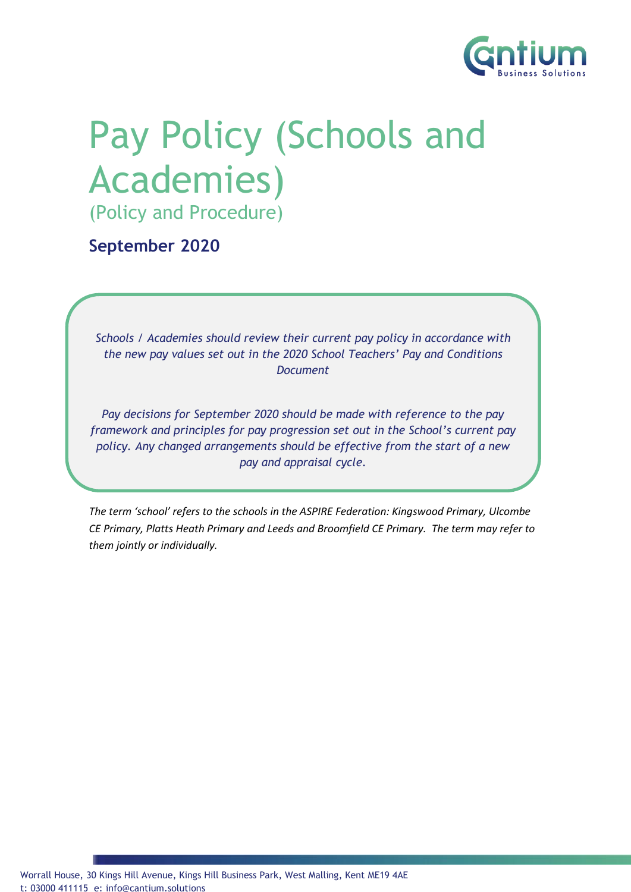# Pay Policy (Schools and Academies)

(Policy and Procedure)

**September 2020**

*Schools / Academies should review their current pay policy in accordance with the new pay values set out in the 2020 School Teachers' Pay and Conditions Document*

*Pay decisions for September 2020 should be made with reference to the pay framework and principles for pay progression set out in the School's current pay policy. Any changed arrangements should be effective from the start of a new pay and appraisal cycle.*

*The term 'school' refers to the schools in the ASPIRE Federation: Kingswood Primary, Ulcombe CE Primary, Platts Heath Primary and Leeds and Broomfield CE Primary. The term may refer to them jointly or individually.*

Worrall House, 30 Kings Hill Avenue, Kings Hill Business Park, West Malling, Kent ME19 4AE
t: 03000 411115 e: info@cantium.solutions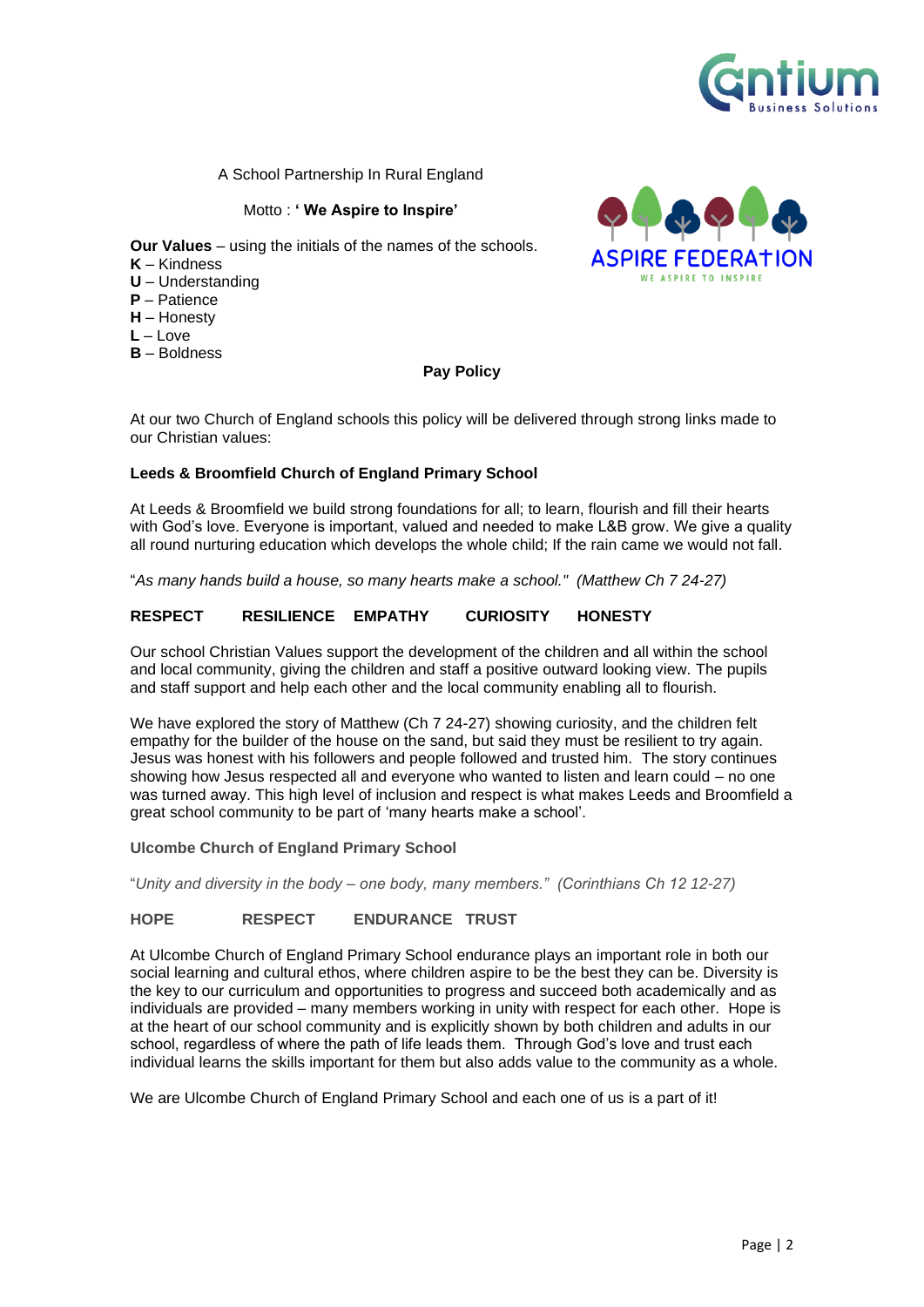A School Partnership In Rural England

Motto : **' We Aspire to Inspire'**

**Our Values** – using the initials of the names of the schools.

**K** – Kindness
**U** – Understanding
**P** – Patience
**H** – Honesty
**L** – Love
**B** – Boldness

## Pay Policy

At our two Church of England schools this policy will be delivered through strong links made to our Christian values:

### Leeds & Broomfield Church of England Primary School

At Leeds & Broomfield we build strong foundations for all; to learn, flourish and fill their hearts with God's love. Everyone is important, valued and needed to make L&B grow. We give a quality all round nurturing education which develops the whole child; If the rain came we would not fall.

"*As many hands build a house, so many hearts make a school." (Matthew Ch 7 24-27)*

**RESPECT RESILIENCE EMPATHY CURIOSITY HONESTY**

Our school Christian Values support the development of the children and all within the school and local community, giving the children and staff a positive outward looking view. The pupils and staff support and help each other and the local community enabling all to flourish.

We have explored the story of Matthew (Ch 7 24-27) showing curiosity, and the children felt empathy for the builder of the house on the sand, but said they must be resilient to try again. Jesus was honest with his followers and people followed and trusted him. The story continues showing how Jesus respected all and everyone who wanted to listen and learn could – no one was turned away. This high level of inclusion and respect is what makes Leeds and Broomfield a great school community to be part of 'many hearts make a school'.

### Ulcombe Church of England Primary School

"*Unity and diversity in the body – one body, many members." (Corinthians Ch 12 12-27)*

**HOPE RESPECT ENDURANCE TRUST**

At Ulcombe Church of England Primary School endurance plays an important role in both our social learning and cultural ethos, where children aspire to be the best they can be. Diversity is the key to our curriculum and opportunities to progress and succeed both academically and as individuals are provided – many members working in unity with respect for each other. Hope is at the heart of our school community and is explicitly shown by both children and adults in our school, regardless of where the path of life leads them. Through God's love and trust each individual learns the skills important for them but also adds value to the community as a whole.

We are Ulcombe Church of England Primary School and each one of us is a part of it!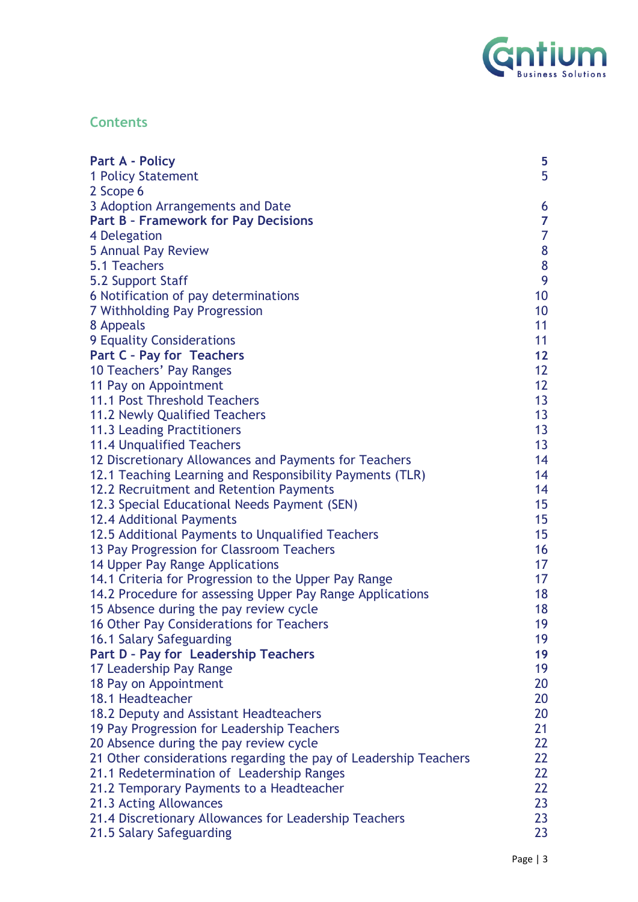## Contents

| | |
|---|---|
| **Part A - Policy** | **5** |
| 1 Policy Statement | 5 |
| 2 Scope 6 | |
| 3 Adoption Arrangements and Date | 6 |
| **Part B - Framework for Pay Decisions** | **7** |
| 4 Delegation | 7 |
| 5 Annual Pay Review | 8 |
| 5.1 Teachers | 8 |
| 5.2 Support Staff | 9 |
| 6 Notification of pay determinations | 10 |
| 7 Withholding Pay Progression | 10 |
| 8 Appeals | 11 |
| 9 Equality Considerations | 11 |
| **Part C - Pay for Teachers** | **12** |
| 10 Teachers' Pay Ranges | 12 |
| 11 Pay on Appointment | 12 |
| 11.1 Post Threshold Teachers | 13 |
| 11.2 Newly Qualified Teachers | 13 |
| 11.3 Leading Practitioners | 13 |
| 11.4 Unqualified Teachers | 13 |
| 12 Discretionary Allowances and Payments for Teachers | 14 |
| 12.1 Teaching Learning and Responsibility Payments (TLR) | 14 |
| 12.2 Recruitment and Retention Payments | 14 |
| 12.3 Special Educational Needs Payment (SEN) | 15 |
| 12.4 Additional Payments | 15 |
| 12.5 Additional Payments to Unqualified Teachers | 15 |
| 13 Pay Progression for Classroom Teachers | 16 |
| 14 Upper Pay Range Applications | 17 |
| 14.1 Criteria for Progression to the Upper Pay Range | 17 |
| 14.2 Procedure for assessing Upper Pay Range Applications | 18 |
| 15 Absence during the pay review cycle | 18 |
| 16 Other Pay Considerations for Teachers | 19 |
| 16.1 Salary Safeguarding | 19 |
| **Part D - Pay for Leadership Teachers** | **19** |
| 17 Leadership Pay Range | 19 |
| 18 Pay on Appointment | 20 |
| 18.1 Headteacher | 20 |
| 18.2 Deputy and Assistant Headteachers | 20 |
| 19 Pay Progression for Leadership Teachers | 21 |
| 20 Absence during the pay review cycle | 22 |
| 21 Other considerations regarding the pay of Leadership Teachers | 22 |
| 21.1 Redetermination of Leadership Ranges | 22 |
| 21.2 Temporary Payments to a Headteacher | 22 |
| 21.3 Acting Allowances | 23 |
| 21.4 Discretionary Allowances for Leadership Teachers | 23 |
| 21.5 Salary Safeguarding | 23 |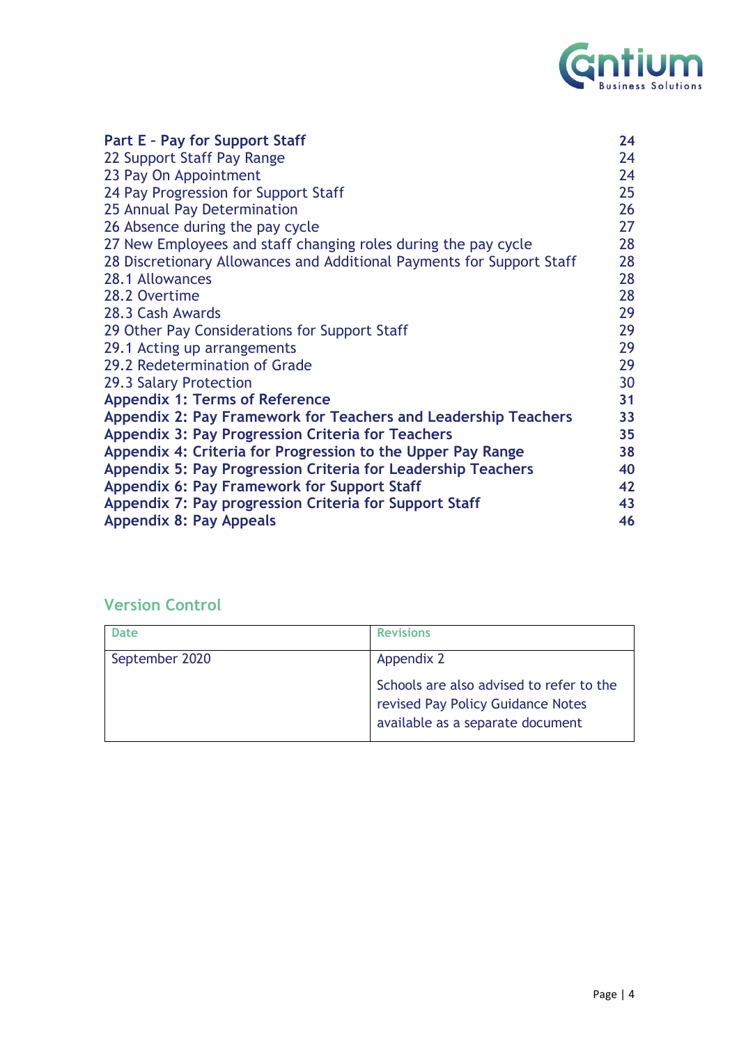| | |
|---|---|
| **Part E - Pay for Support Staff** | **24** |
| 22 Support Staff Pay Range | 24 |
| 23 Pay On Appointment | 24 |
| 24 Pay Progression for Support Staff | 25 |
| 25 Annual Pay Determination | 26 |
| 26 Absence during the pay cycle | 27 |
| 27 New Employees and staff changing roles during the pay cycle | 28 |
| 28 Discretionary Allowances and Additional Payments for Support Staff | 28 |
| 28.1 Allowances | 28 |
| 28.2 Overtime | 28 |
| 28.3 Cash Awards | 29 |
| 29 Other Pay Considerations for Support Staff | 29 |
| 29.1 Acting up arrangements | 29 |
| 29.2 Redetermination of Grade | 29 |
| 29.3 Salary Protection | 30 |
| **Appendix 1: Terms of Reference** | **31** |
| **Appendix 2: Pay Framework for Teachers and Leadership Teachers** | **33** |
| **Appendix 3: Pay Progression Criteria for Teachers** | **35** |
| **Appendix 4: Criteria for Progression to the Upper Pay Range** | **38** |
| **Appendix 5: Pay Progression Criteria for Leadership Teachers** | **40** |
| **Appendix 6: Pay Framework for Support Staff** | **42** |
| **Appendix 7: Pay progression Criteria for Support Staff** | **43** |
| **Appendix 8: Pay Appeals** | **46** |

## Version Control

| Date | Revisions |
|---|---|
| September 2020 | Appendix 2<br><br>Schools are also advised to refer to the revised Pay Policy Guidance Notes available as a separate document |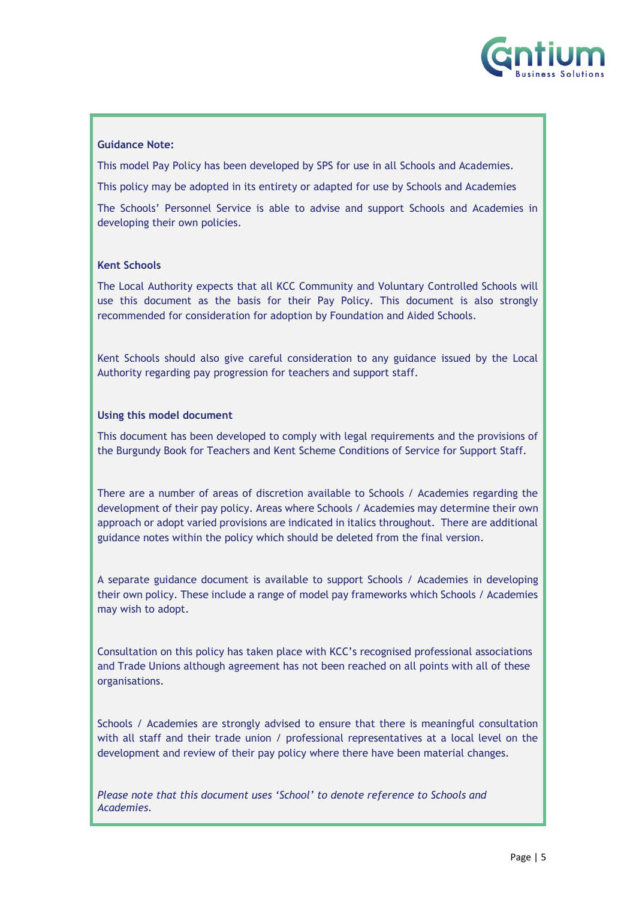**Guidance Note:**

This model Pay Policy has been developed by SPS for use in all Schools and Academies.

This policy may be adopted in its entirety or adapted for use by Schools and Academies

The Schools' Personnel Service is able to advise and support Schools and Academies in developing their own policies.

**Kent Schools**

The Local Authority expects that all KCC Community and Voluntary Controlled Schools will use this document as the basis for their Pay Policy. This document is also strongly recommended for consideration for adoption by Foundation and Aided Schools.

Kent Schools should also give careful consideration to any guidance issued by the Local Authority regarding pay progression for teachers and support staff.

**Using this model document**

This document has been developed to comply with legal requirements and the provisions of the Burgundy Book for Teachers and Kent Scheme Conditions of Service for Support Staff.

There are a number of areas of discretion available to Schools / Academies regarding the development of their pay policy. Areas where Schools / Academies may determine their own approach or adopt varied provisions are indicated in italics throughout. There are additional guidance notes within the policy which should be deleted from the final version.

A separate guidance document is available to support Schools / Academies in developing their own policy. These include a range of model pay frameworks which Schools / Academies may wish to adopt.

Consultation on this policy has taken place with KCC's recognised professional associations and Trade Unions although agreement has not been reached on all points with all of these organisations.

Schools / Academies are strongly advised to ensure that there is meaningful consultation with all staff and their trade union / professional representatives at a local level on the development and review of their pay policy where there have been material changes.

*Please note that this document uses 'School' to denote reference to Schools and Academies.*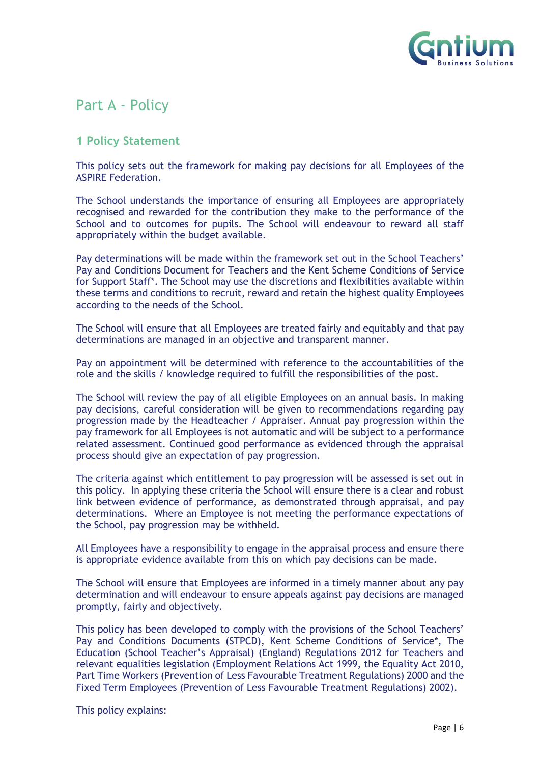# Part A - Policy

## 1 Policy Statement

This policy sets out the framework for making pay decisions for all Employees of the ASPIRE Federation.

The School understands the importance of ensuring all Employees are appropriately recognised and rewarded for the contribution they make to the performance of the School and to outcomes for pupils. The School will endeavour to reward all staff appropriately within the budget available.

Pay determinations will be made within the framework set out in the School Teachers' Pay and Conditions Document for Teachers and the Kent Scheme Conditions of Service for Support Staff*. The School may use the discretions and flexibilities available within these terms and conditions to recruit, reward and retain the highest quality Employees according to the needs of the School.

The School will ensure that all Employees are treated fairly and equitably and that pay determinations are managed in an objective and transparent manner.

Pay on appointment will be determined with reference to the accountabilities of the role and the skills / knowledge required to fulfill the responsibilities of the post.

The School will review the pay of all eligible Employees on an annual basis. In making pay decisions, careful consideration will be given to recommendations regarding pay progression made by the Headteacher / Appraiser. Annual pay progression within the pay framework for all Employees is not automatic and will be subject to a performance related assessment. Continued good performance as evidenced through the appraisal process should give an expectation of pay progression.

The criteria against which entitlement to pay progression will be assessed is set out in this policy. In applying these criteria the School will ensure there is a clear and robust link between evidence of performance, as demonstrated through appraisal, and pay determinations. Where an Employee is not meeting the performance expectations of the School, pay progression may be withheld.

All Employees have a responsibility to engage in the appraisal process and ensure there is appropriate evidence available from this on which pay decisions can be made.

The School will ensure that Employees are informed in a timely manner about any pay determination and will endeavour to ensure appeals against pay decisions are managed promptly, fairly and objectively.

This policy has been developed to comply with the provisions of the School Teachers' Pay and Conditions Documents (STPCD), Kent Scheme Conditions of Service*, The Education (School Teacher's Appraisal) (England) Regulations 2012 for Teachers and relevant equalities legislation (Employment Relations Act 1999, the Equality Act 2010, Part Time Workers (Prevention of Less Favourable Treatment Regulations) 2000 and the Fixed Term Employees (Prevention of Less Favourable Treatment Regulations) 2002).

This policy explains: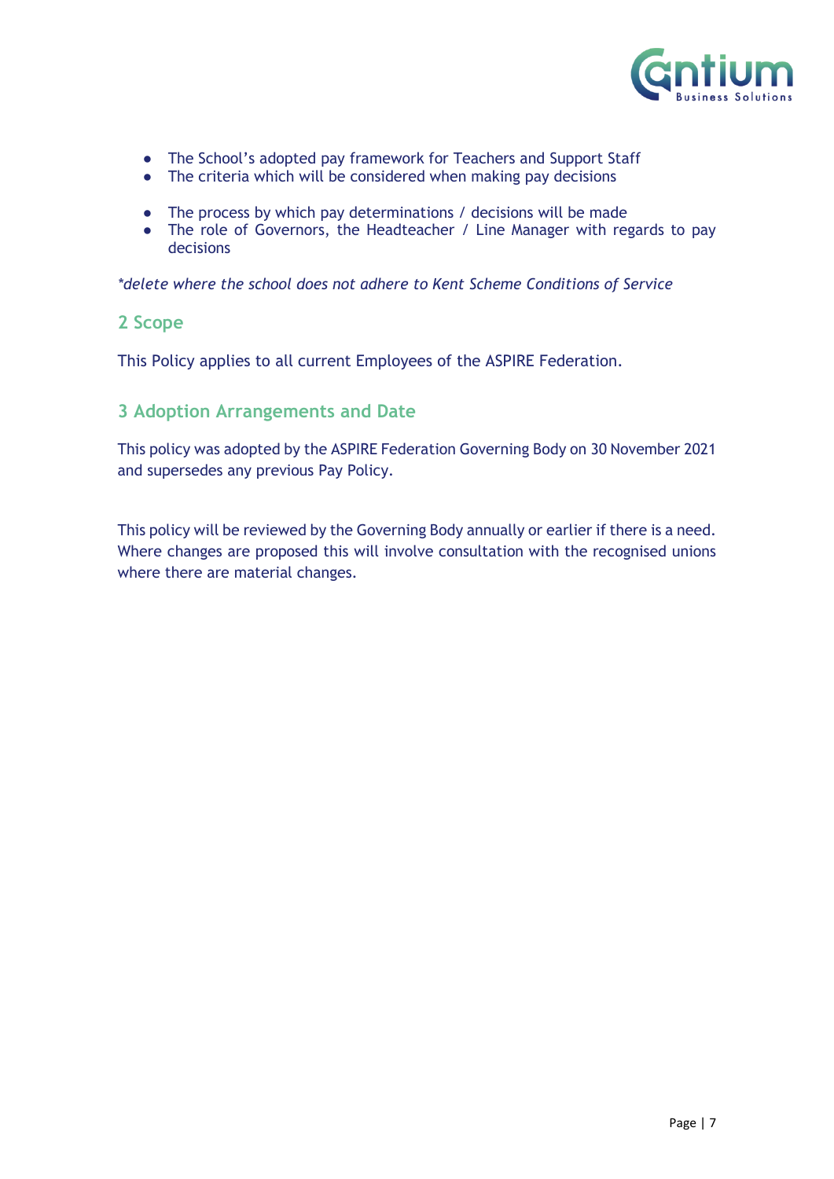- The School's adopted pay framework for Teachers and Support Staff
- The criteria which will be considered when making pay decisions
- The process by which pay determinations / decisions will be made
- The role of Governors, the Headteacher / Line Manager with regards to pay decisions

*\*delete where the school does not adhere to Kent Scheme Conditions of Service*

## 2 Scope

This Policy applies to all current Employees of the ASPIRE Federation.

## 3 Adoption Arrangements and Date

This policy was adopted by the ASPIRE Federation Governing Body on 30 November 2021 and supersedes any previous Pay Policy.

This policy will be reviewed by the Governing Body annually or earlier if there is a need. Where changes are proposed this will involve consultation with the recognised unions where there are material changes.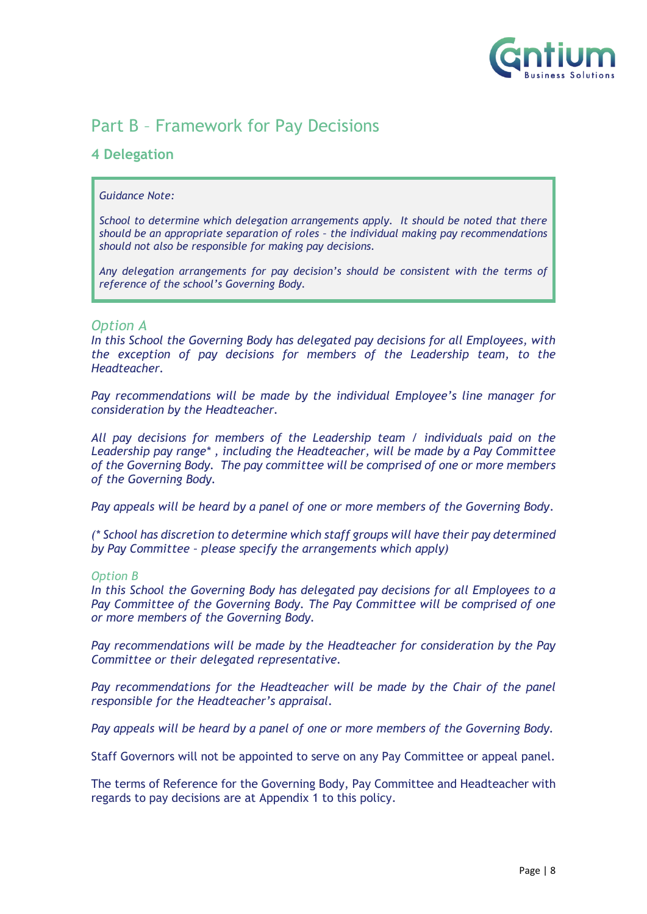## Part B – Framework for Pay Decisions

### 4 Delegation

> *Guidance Note:*
>
> *School to determine which delegation arrangements apply. It should be noted that there should be an appropriate separation of roles – the individual making pay recommendations should not also be responsible for making pay decisions.*
>
> *Any delegation arrangements for pay decision's should be consistent with the terms of reference of the school's Governing Body.*

*Option A*

*In this School the Governing Body has delegated pay decisions for all Employees, with the exception of pay decisions for members of the Leadership team, to the Headteacher.*

*Pay recommendations will be made by the individual Employee's line manager for consideration by the Headteacher.*

*All pay decisions for members of the Leadership team / individuals paid on the Leadership pay range* , including the Headteacher, will be made by a Pay Committee of the Governing Body. The pay committee will be comprised of one or more members of the Governing Body.*

*Pay appeals will be heard by a panel of one or more members of the Governing Body.*

*(* School has discretion to determine which staff groups will have their pay determined by Pay Committee – please specify the arrangements which apply)*

*Option B*

*In this School the Governing Body has delegated pay decisions for all Employees to a Pay Committee of the Governing Body. The Pay Committee will be comprised of one or more members of the Governing Body.*

*Pay recommendations will be made by the Headteacher for consideration by the Pay Committee or their delegated representative.*

*Pay recommendations for the Headteacher will be made by the Chair of the panel responsible for the Headteacher's appraisal.*

*Pay appeals will be heard by a panel of one or more members of the Governing Body.*

Staff Governors will not be appointed to serve on any Pay Committee or appeal panel.

The terms of Reference for the Governing Body, Pay Committee and Headteacher with regards to pay decisions are at Appendix 1 to this policy.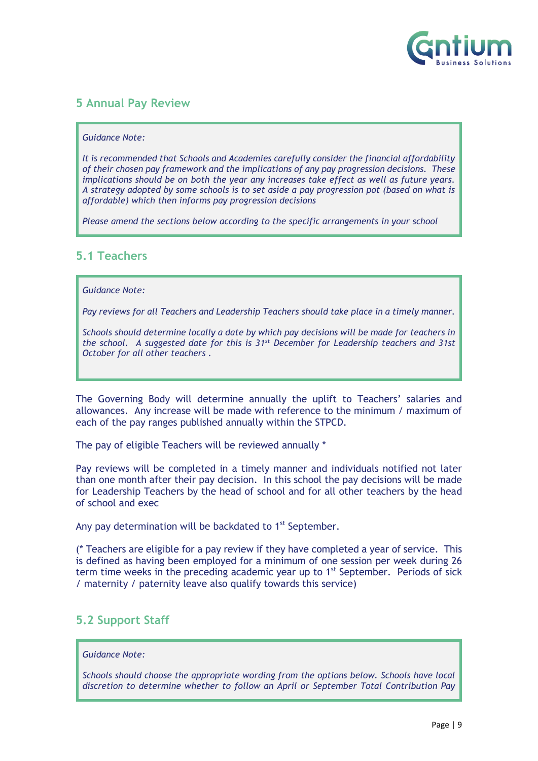## 5 Annual Pay Review

> *Guidance Note:*
>
> *It is recommended that Schools and Academies carefully consider the financial affordability of their chosen pay framework and the implications of any pay progression decisions. These implications should be on both the year any increases take effect as well as future years. A strategy adopted by some schools is to set aside a pay progression pot (based on what is affordable) which then informs pay progression decisions*
>
> *Please amend the sections below according to the specific arrangements in your school*

### 5.1 Teachers

> *Guidance Note:*
>
> *Pay reviews for all Teachers and Leadership Teachers should take place in a timely manner.*
>
> *Schools should determine locally a date by which pay decisions will be made for teachers in the school. A suggested date for this is 31st December for Leadership teachers and 31st October for all other teachers .*

The Governing Body will determine annually the uplift to Teachers' salaries and allowances. Any increase will be made with reference to the minimum / maximum of each of the pay ranges published annually within the STPCD.

The pay of eligible Teachers will be reviewed annually *

Pay reviews will be completed in a timely manner and individuals notified not later than one month after their pay decision. In this school the pay decisions will be made for Leadership Teachers by the head of school and for all other teachers by the head of school and exec

Any pay determination will be backdated to 1st September.

(* Teachers are eligible for a pay review if they have completed a year of service. This is defined as having been employed for a minimum of one session per week during 26 term time weeks in the preceding academic year up to 1st September. Periods of sick / maternity / paternity leave also qualify towards this service)

### 5.2 Support Staff

> *Guidance Note:*
>
> *Schools should choose the appropriate wording from the options below. Schools have local discretion to determine whether to follow an April or September Total Contribution Pay*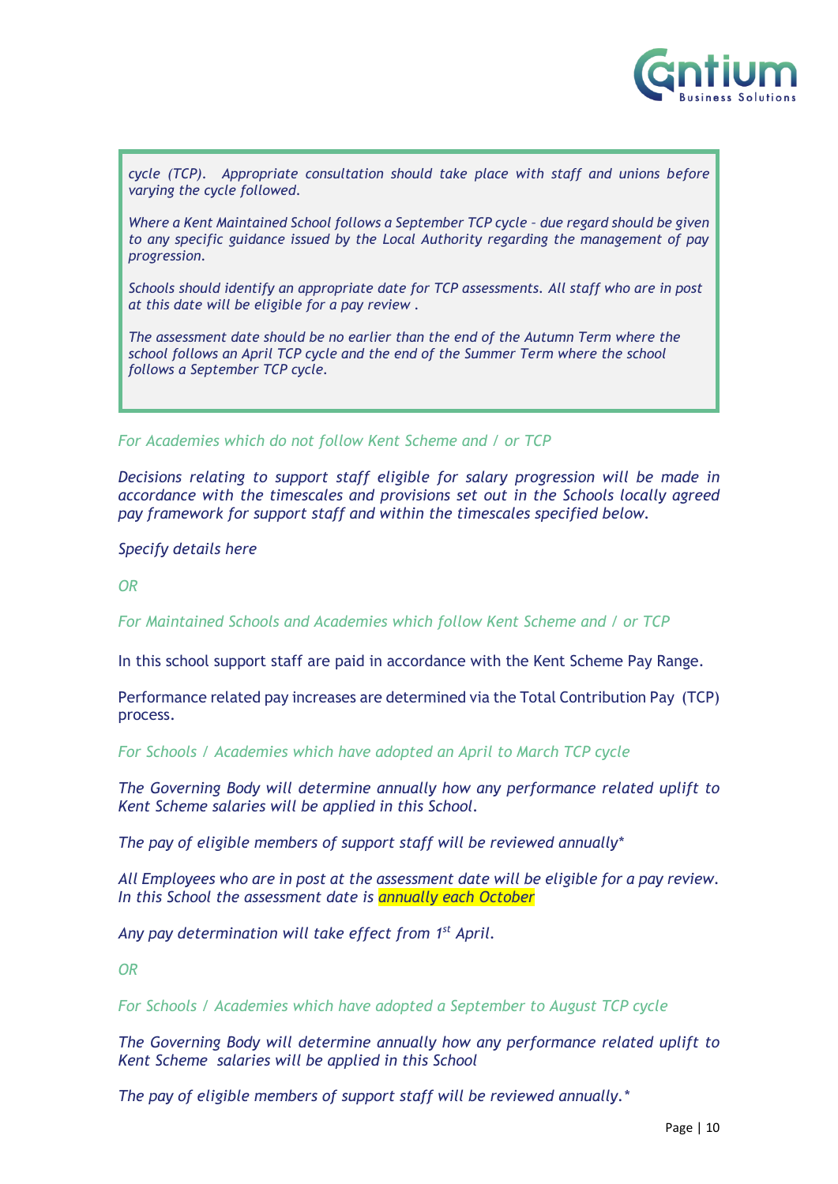> *cycle (TCP). Appropriate consultation should take place with staff and unions before varying the cycle followed.*
>
> *Where a Kent Maintained School follows a September TCP cycle – due regard should be given to any specific guidance issued by the Local Authority regarding the management of pay progression.*
>
> *Schools should identify an appropriate date for TCP assessments. All staff who are in post at this date will be eligible for a pay review .*
>
> *The assessment date should be no earlier than the end of the Autumn Term where the school follows an April TCP cycle and the end of the Summer Term where the school follows a September TCP cycle.*

*For Academies which do not follow Kent Scheme and / or TCP*

*Decisions relating to support staff eligible for salary progression will be made in accordance with the timescales and provisions set out in the Schools locally agreed pay framework for support staff and within the timescales specified below.*

*Specify details here*

*OR*

*For Maintained Schools and Academies which follow Kent Scheme and / or TCP*

In this school support staff are paid in accordance with the Kent Scheme Pay Range.

Performance related pay increases are determined via the Total Contribution Pay (TCP) process.

*For Schools / Academies which have adopted an April to March TCP cycle*

*The Governing Body will determine annually how any performance related uplift to Kent Scheme salaries will be applied in this School.*

*The pay of eligible members of support staff will be reviewed annually**

*All Employees who are in post at the assessment date will be eligible for a pay review. In this School the assessment date is annually each October*

*Any pay determination will take effect from 1st April.*

*OR*

*For Schools / Academies which have adopted a September to August TCP cycle*

*The Governing Body will determine annually how any performance related uplift to Kent Scheme salaries will be applied in this School*

*The pay of eligible members of support staff will be reviewed annually.**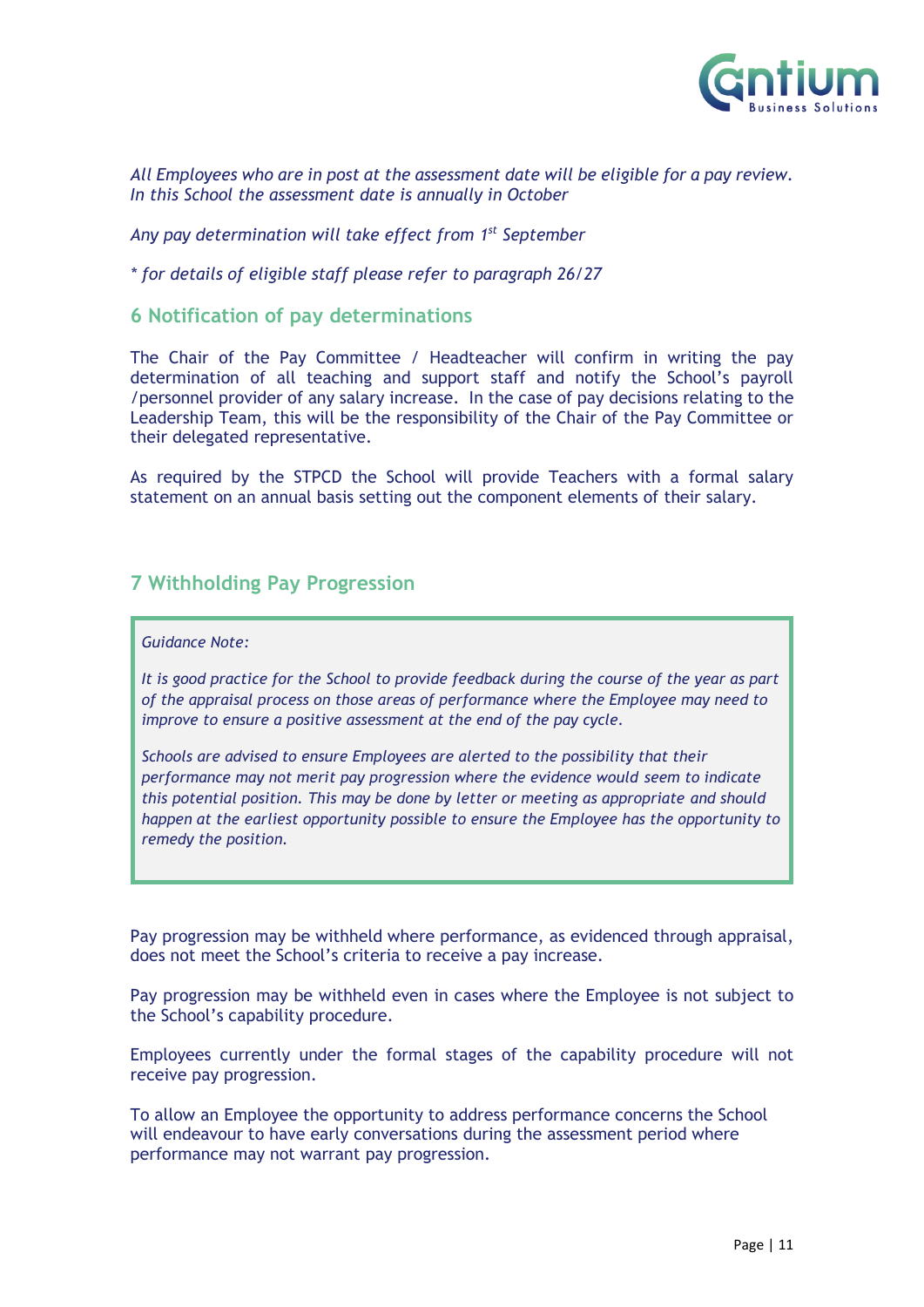*All Employees who are in post at the assessment date will be eligible for a pay review. In this School the assessment date is annually in October*

*Any pay determination will take effect from 1st September*

*\* for details of eligible staff please refer to paragraph 26/27*

## 6 Notification of pay determinations

The Chair of the Pay Committee / Headteacher will confirm in writing the pay determination of all teaching and support staff and notify the School's payroll /personnel provider of any salary increase. In the case of pay decisions relating to the Leadership Team, this will be the responsibility of the Chair of the Pay Committee or their delegated representative.

As required by the STPCD the School will provide Teachers with a formal salary statement on an annual basis setting out the component elements of their salary.

## 7 Withholding Pay Progression

> *Guidance Note:*
>
> *It is good practice for the School to provide feedback during the course of the year as part of the appraisal process on those areas of performance where the Employee may need to improve to ensure a positive assessment at the end of the pay cycle.*
>
> *Schools are advised to ensure Employees are alerted to the possibility that their performance may not merit pay progression where the evidence would seem to indicate this potential position. This may be done by letter or meeting as appropriate and should happen at the earliest opportunity possible to ensure the Employee has the opportunity to remedy the position.*

Pay progression may be withheld where performance, as evidenced through appraisal, does not meet the School's criteria to receive a pay increase.

Pay progression may be withheld even in cases where the Employee is not subject to the School's capability procedure.

Employees currently under the formal stages of the capability procedure will not receive pay progression.

To allow an Employee the opportunity to address performance concerns the School will endeavour to have early conversations during the assessment period where performance may not warrant pay progression.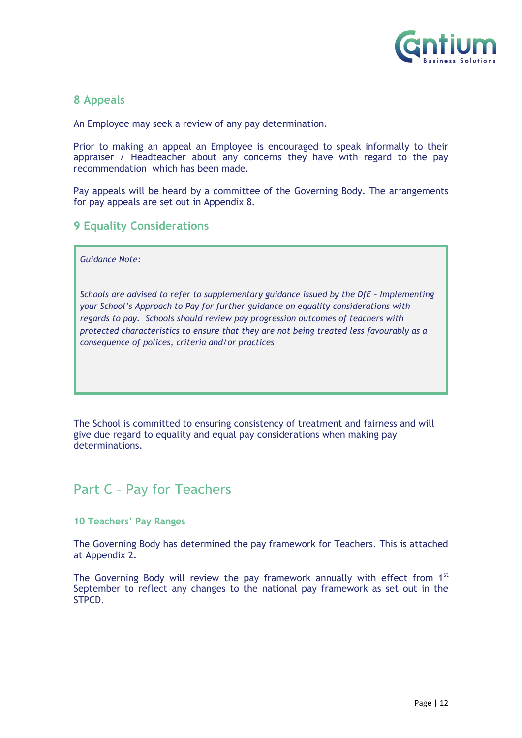## 8 Appeals

An Employee may seek a review of any pay determination.

Prior to making an appeal an Employee is encouraged to speak informally to their appraiser / Headteacher about any concerns they have with regard to the pay recommendation which has been made.

Pay appeals will be heard by a committee of the Governing Body. The arrangements for pay appeals are set out in Appendix 8.

## 9 Equality Considerations

> *Guidance Note:*
>
> *Schools are advised to refer to supplementary guidance issued by the DfE – Implementing your School's Approach to Pay for further guidance on equality considerations with regards to pay. Schools should review pay progression outcomes of teachers with protected characteristics to ensure that they are not being treated less favourably as a consequence of polices, criteria and/or practices*

The School is committed to ensuring consistency of treatment and fairness and will give due regard to equality and equal pay considerations when making pay determinations.

# Part C – Pay for Teachers

### 10 Teachers' Pay Ranges

The Governing Body has determined the pay framework for Teachers. This is attached at Appendix 2.

The Governing Body will review the pay framework annually with effect from 1st September to reflect any changes to the national pay framework as set out in the STPCD.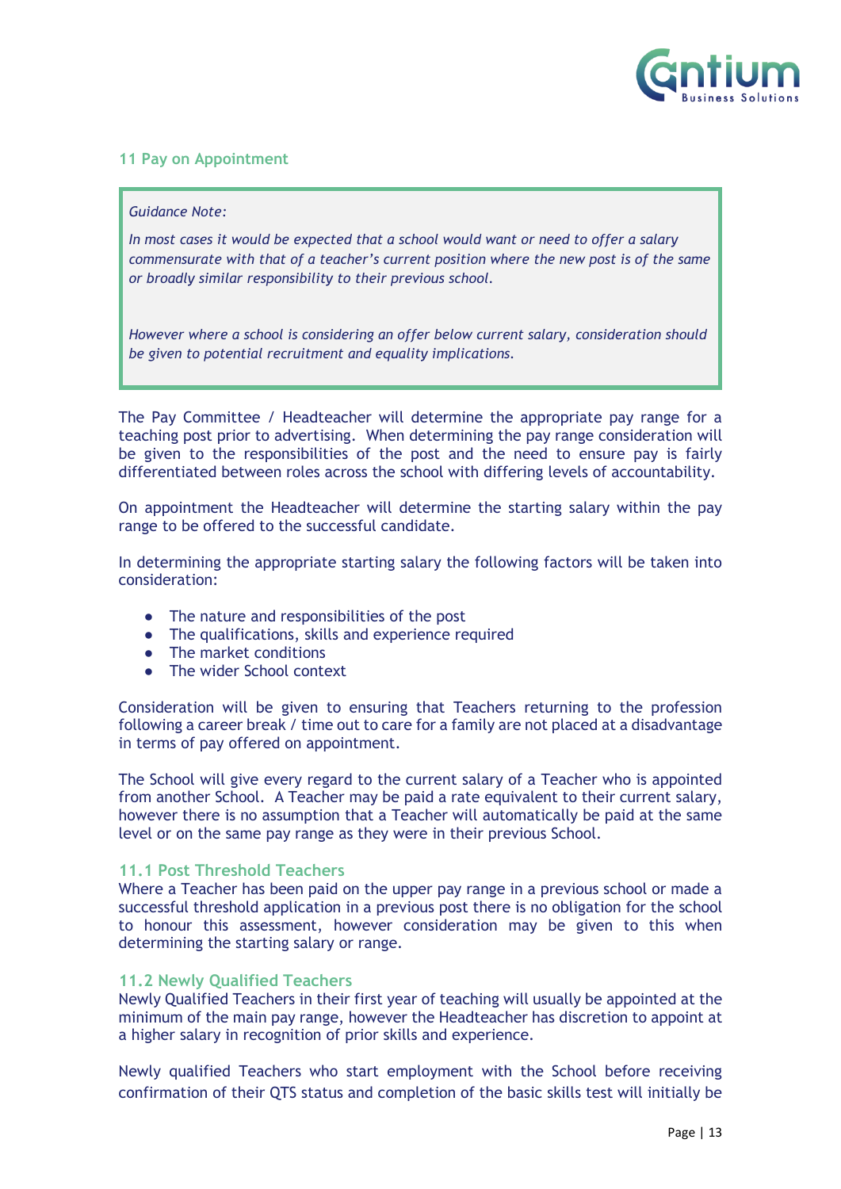## 11 Pay on Appointment

> *Guidance Note:*
>
> *In most cases it would be expected that a school would want or need to offer a salary commensurate with that of a teacher's current position where the new post is of the same or broadly similar responsibility to their previous school.*
>
> *However where a school is considering an offer below current salary, consideration should be given to potential recruitment and equality implications.*

The Pay Committee / Headteacher will determine the appropriate pay range for a teaching post prior to advertising. When determining the pay range consideration will be given to the responsibilities of the post and the need to ensure pay is fairly differentiated between roles across the school with differing levels of accountability.

On appointment the Headteacher will determine the starting salary within the pay range to be offered to the successful candidate.

In determining the appropriate starting salary the following factors will be taken into consideration:

- The nature and responsibilities of the post
- The qualifications, skills and experience required
- The market conditions
- The wider School context

Consideration will be given to ensuring that Teachers returning to the profession following a career break / time out to care for a family are not placed at a disadvantage in terms of pay offered on appointment.

The School will give every regard to the current salary of a Teacher who is appointed from another School. A Teacher may be paid a rate equivalent to their current salary, however there is no assumption that a Teacher will automatically be paid at the same level or on the same pay range as they were in their previous School.

### 11.1 Post Threshold Teachers

Where a Teacher has been paid on the upper pay range in a previous school or made a successful threshold application in a previous post there is no obligation for the school to honour this assessment, however consideration may be given to this when determining the starting salary or range.

### 11.2 Newly Qualified Teachers

Newly Qualified Teachers in their first year of teaching will usually be appointed at the minimum of the main pay range, however the Headteacher has discretion to appoint at a higher salary in recognition of prior skills and experience.

Newly qualified Teachers who start employment with the School before receiving confirmation of their QTS status and completion of the basic skills test will initially be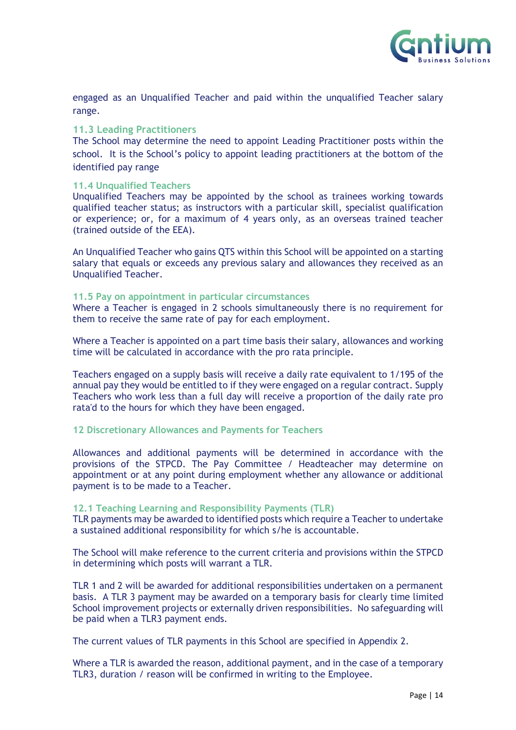engaged as an Unqualified Teacher and paid within the unqualified Teacher salary range.

### 11.3 Leading Practitioners

The School may determine the need to appoint Leading Practitioner posts within the school. It is the School's policy to appoint leading practitioners at the bottom of the identified pay range

### 11.4 Unqualified Teachers

Unqualified Teachers may be appointed by the school as trainees working towards qualified teacher status; as instructors with a particular skill, specialist qualification or experience; or, for a maximum of 4 years only, as an overseas trained teacher (trained outside of the EEA).

An Unqualified Teacher who gains QTS within this School will be appointed on a starting salary that equals or exceeds any previous salary and allowances they received as an Unqualified Teacher.

### 11.5 Pay on appointment in particular circumstances

Where a Teacher is engaged in 2 schools simultaneously there is no requirement for them to receive the same rate of pay for each employment.

Where a Teacher is appointed on a part time basis their salary, allowances and working time will be calculated in accordance with the pro rata principle.

Teachers engaged on a supply basis will receive a daily rate equivalent to 1/195 of the annual pay they would be entitled to if they were engaged on a regular contract. Supply Teachers who work less than a full day will receive a proportion of the daily rate pro rata'd to the hours for which they have been engaged.

## 12 Discretionary Allowances and Payments for Teachers

Allowances and additional payments will be determined in accordance with the provisions of the STPCD. The Pay Committee / Headteacher may determine on appointment or at any point during employment whether any allowance or additional payment is to be made to a Teacher.

### 12.1 Teaching Learning and Responsibility Payments (TLR)

TLR payments may be awarded to identified posts which require a Teacher to undertake a sustained additional responsibility for which s/he is accountable.

The School will make reference to the current criteria and provisions within the STPCD in determining which posts will warrant a TLR.

TLR 1 and 2 will be awarded for additional responsibilities undertaken on a permanent basis. A TLR 3 payment may be awarded on a temporary basis for clearly time limited School improvement projects or externally driven responsibilities. No safeguarding will be paid when a TLR3 payment ends.

The current values of TLR payments in this School are specified in Appendix 2.

Where a TLR is awarded the reason, additional payment, and in the case of a temporary TLR3, duration / reason will be confirmed in writing to the Employee.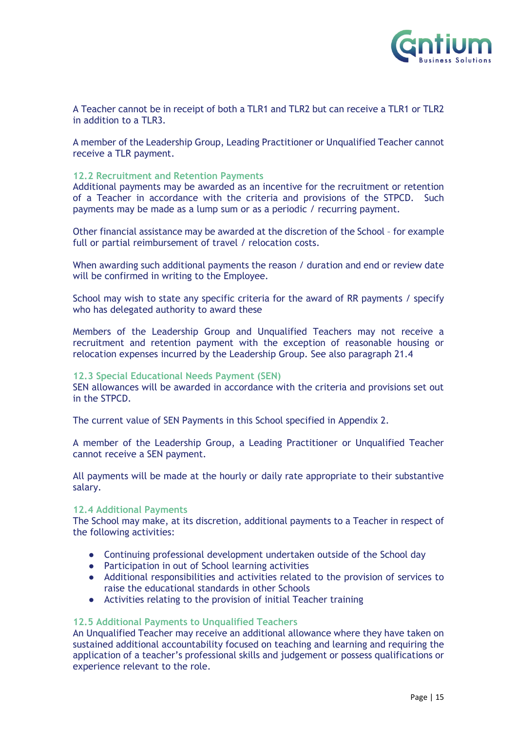A Teacher cannot be in receipt of both a TLR1 and TLR2 but can receive a TLR1 or TLR2 in addition to a TLR3.

A member of the Leadership Group, Leading Practitioner or Unqualified Teacher cannot receive a TLR payment.

### 12.2 Recruitment and Retention Payments

Additional payments may be awarded as an incentive for the recruitment or retention of a Teacher in accordance with the criteria and provisions of the STPCD. Such payments may be made as a lump sum or as a periodic / recurring payment.

Other financial assistance may be awarded at the discretion of the School – for example full or partial reimbursement of travel / relocation costs.

When awarding such additional payments the reason / duration and end or review date will be confirmed in writing to the Employee.

School may wish to state any specific criteria for the award of RR payments / specify who has delegated authority to award these

Members of the Leadership Group and Unqualified Teachers may not receive a recruitment and retention payment with the exception of reasonable housing or relocation expenses incurred by the Leadership Group. See also paragraph 21.4

### 12.3 Special Educational Needs Payment (SEN)

SEN allowances will be awarded in accordance with the criteria and provisions set out in the STPCD.

The current value of SEN Payments in this School specified in Appendix 2.

A member of the Leadership Group, a Leading Practitioner or Unqualified Teacher cannot receive a SEN payment.

All payments will be made at the hourly or daily rate appropriate to their substantive salary.

### 12.4 Additional Payments

The School may make, at its discretion, additional payments to a Teacher in respect of the following activities:

- Continuing professional development undertaken outside of the School day
- Participation in out of School learning activities
- Additional responsibilities and activities related to the provision of services to raise the educational standards in other Schools
- Activities relating to the provision of initial Teacher training

### 12.5 Additional Payments to Unqualified Teachers

An Unqualified Teacher may receive an additional allowance where they have taken on sustained additional accountability focused on teaching and learning and requiring the application of a teacher's professional skills and judgement or possess qualifications or experience relevant to the role.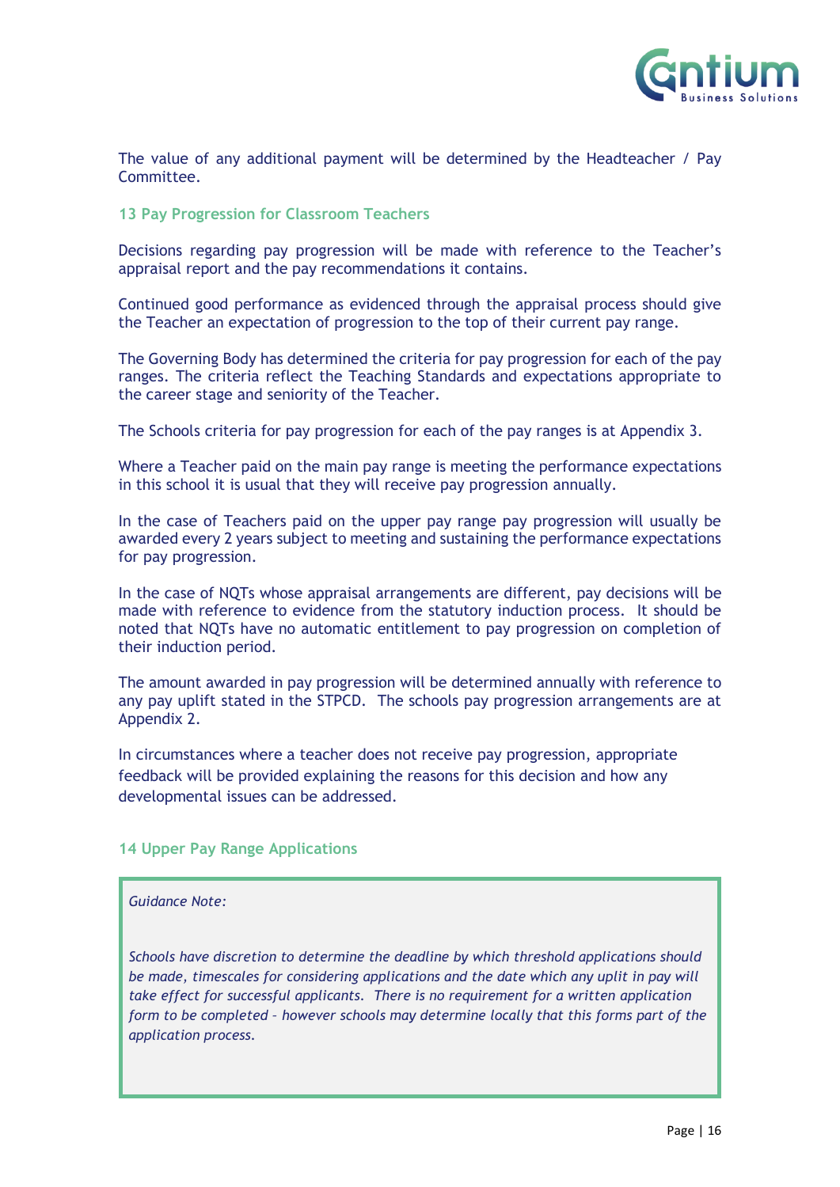The value of any additional payment will be determined by the Headteacher / Pay Committee.

## 13 Pay Progression for Classroom Teachers

Decisions regarding pay progression will be made with reference to the Teacher's appraisal report and the pay recommendations it contains.

Continued good performance as evidenced through the appraisal process should give the Teacher an expectation of progression to the top of their current pay range.

The Governing Body has determined the criteria for pay progression for each of the pay ranges. The criteria reflect the Teaching Standards and expectations appropriate to the career stage and seniority of the Teacher.

The Schools criteria for pay progression for each of the pay ranges is at Appendix 3.

Where a Teacher paid on the main pay range is meeting the performance expectations in this school it is usual that they will receive pay progression annually.

In the case of Teachers paid on the upper pay range pay progression will usually be awarded every 2 years subject to meeting and sustaining the performance expectations for pay progression.

In the case of NQTs whose appraisal arrangements are different, pay decisions will be made with reference to evidence from the statutory induction process. It should be noted that NQTs have no automatic entitlement to pay progression on completion of their induction period.

The amount awarded in pay progression will be determined annually with reference to any pay uplift stated in the STPCD. The schools pay progression arrangements are at Appendix 2.

In circumstances where a teacher does not receive pay progression, appropriate feedback will be provided explaining the reasons for this decision and how any developmental issues can be addressed.

## 14 Upper Pay Range Applications

*Guidance Note:*

*Schools have discretion to determine the deadline by which threshold applications should be made, timescales for considering applications and the date which any uplit in pay will take effect for successful applicants. There is no requirement for a written application form to be completed – however schools may determine locally that this forms part of the application process.*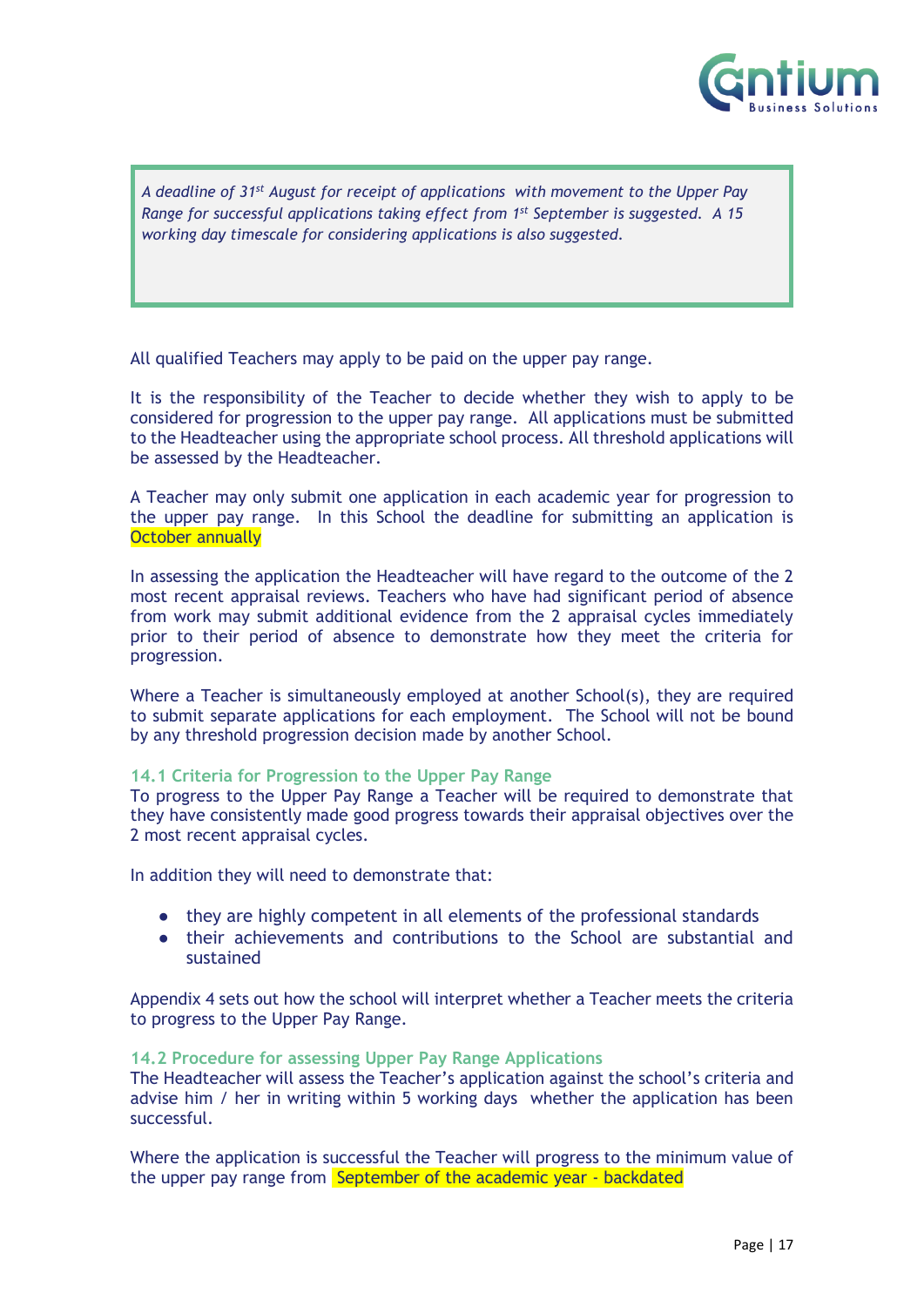*A deadline of 31st August for receipt of applications with movement to the Upper Pay Range for successful applications taking effect from 1st September is suggested. A 15 working day timescale for considering applications is also suggested.*

All qualified Teachers may apply to be paid on the upper pay range.

It is the responsibility of the Teacher to decide whether they wish to apply to be considered for progression to the upper pay range. All applications must be submitted to the Headteacher using the appropriate school process. All threshold applications will be assessed by the Headteacher.

A Teacher may only submit one application in each academic year for progression to the upper pay range. In this School the deadline for submitting an application is October annually

In assessing the application the Headteacher will have regard to the outcome of the 2 most recent appraisal reviews. Teachers who have had significant period of absence from work may submit additional evidence from the 2 appraisal cycles immediately prior to their period of absence to demonstrate how they meet the criteria for progression.

Where a Teacher is simultaneously employed at another School(s), they are required to submit separate applications for each employment. The School will not be bound by any threshold progression decision made by another School.

### 14.1 Criteria for Progression to the Upper Pay Range

To progress to the Upper Pay Range a Teacher will be required to demonstrate that they have consistently made good progress towards their appraisal objectives over the 2 most recent appraisal cycles.

In addition they will need to demonstrate that:

- they are highly competent in all elements of the professional standards
- their achievements and contributions to the School are substantial and sustained

Appendix 4 sets out how the school will interpret whether a Teacher meets the criteria to progress to the Upper Pay Range.

### 14.2 Procedure for assessing Upper Pay Range Applications

The Headteacher will assess the Teacher's application against the school's criteria and advise him / her in writing within 5 working days whether the application has been successful.

Where the application is successful the Teacher will progress to the minimum value of the upper pay range from September of the academic year - backdated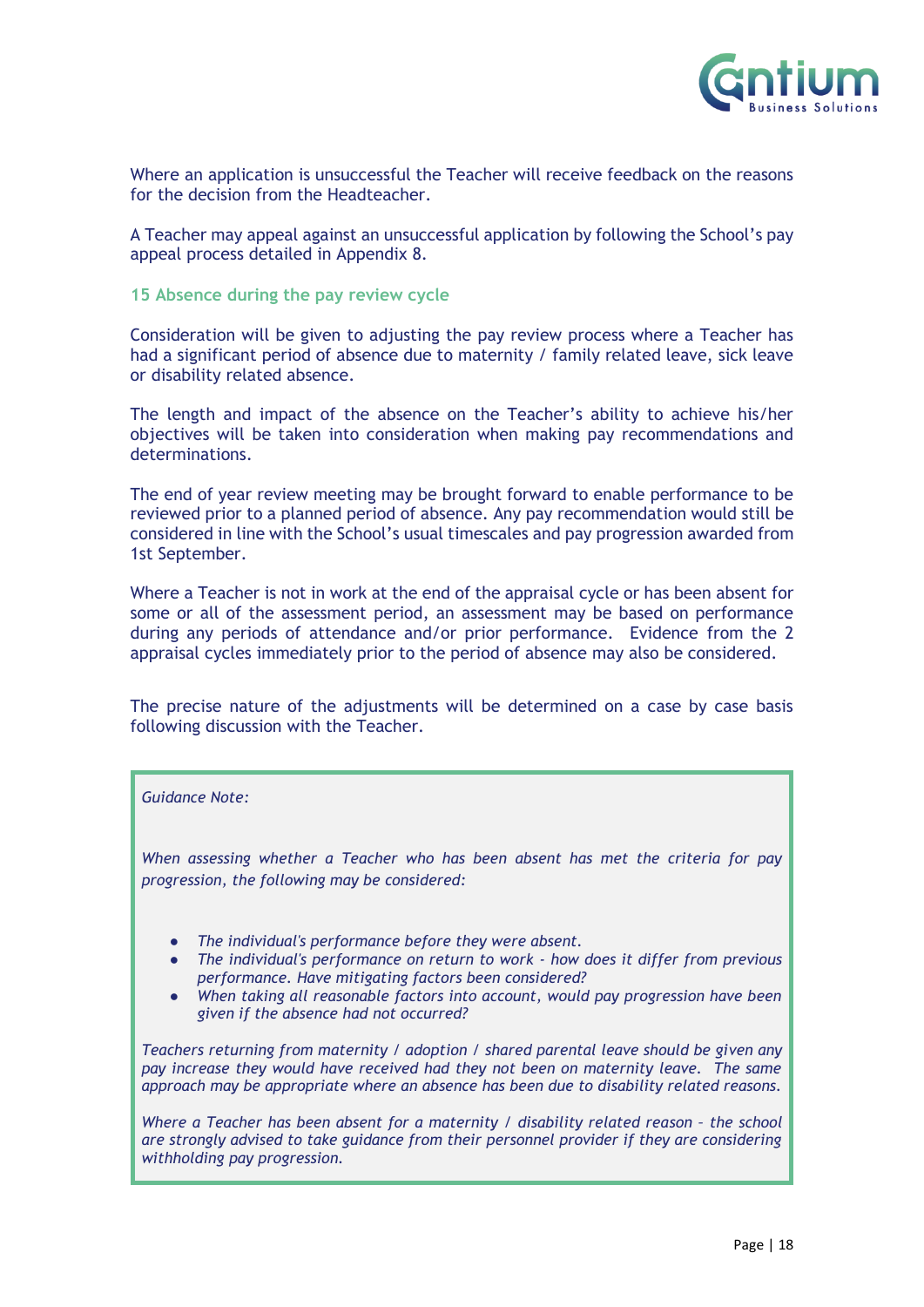Where an application is unsuccessful the Teacher will receive feedback on the reasons for the decision from the Headteacher.

A Teacher may appeal against an unsuccessful application by following the School's pay appeal process detailed in Appendix 8.

## 15 Absence during the pay review cycle

Consideration will be given to adjusting the pay review process where a Teacher has had a significant period of absence due to maternity / family related leave, sick leave or disability related absence.

The length and impact of the absence on the Teacher's ability to achieve his/her objectives will be taken into consideration when making pay recommendations and determinations.

The end of year review meeting may be brought forward to enable performance to be reviewed prior to a planned period of absence. Any pay recommendation would still be considered in line with the School's usual timescales and pay progression awarded from 1st September.

Where a Teacher is not in work at the end of the appraisal cycle or has been absent for some or all of the assessment period, an assessment may be based on performance during any periods of attendance and/or prior performance. Evidence from the 2 appraisal cycles immediately prior to the period of absence may also be considered.

The precise nature of the adjustments will be determined on a case by case basis following discussion with the Teacher.

> *Guidance Note:*
>
> *When assessing whether a Teacher who has been absent has met the criteria for pay progression, the following may be considered:*
>
> - *The individual's performance before they were absent.*
> - *The individual's performance on return to work - how does it differ from previous performance. Have mitigating factors been considered?*
> - *When taking all reasonable factors into account, would pay progression have been given if the absence had not occurred?*
>
> *Teachers returning from maternity / adoption / shared parental leave should be given any pay increase they would have received had they not been on maternity leave. The same approach may be appropriate where an absence has been due to disability related reasons.*
>
> *Where a Teacher has been absent for a maternity / disability related reason – the school are strongly advised to take guidance from their personnel provider if they are considering withholding pay progression.*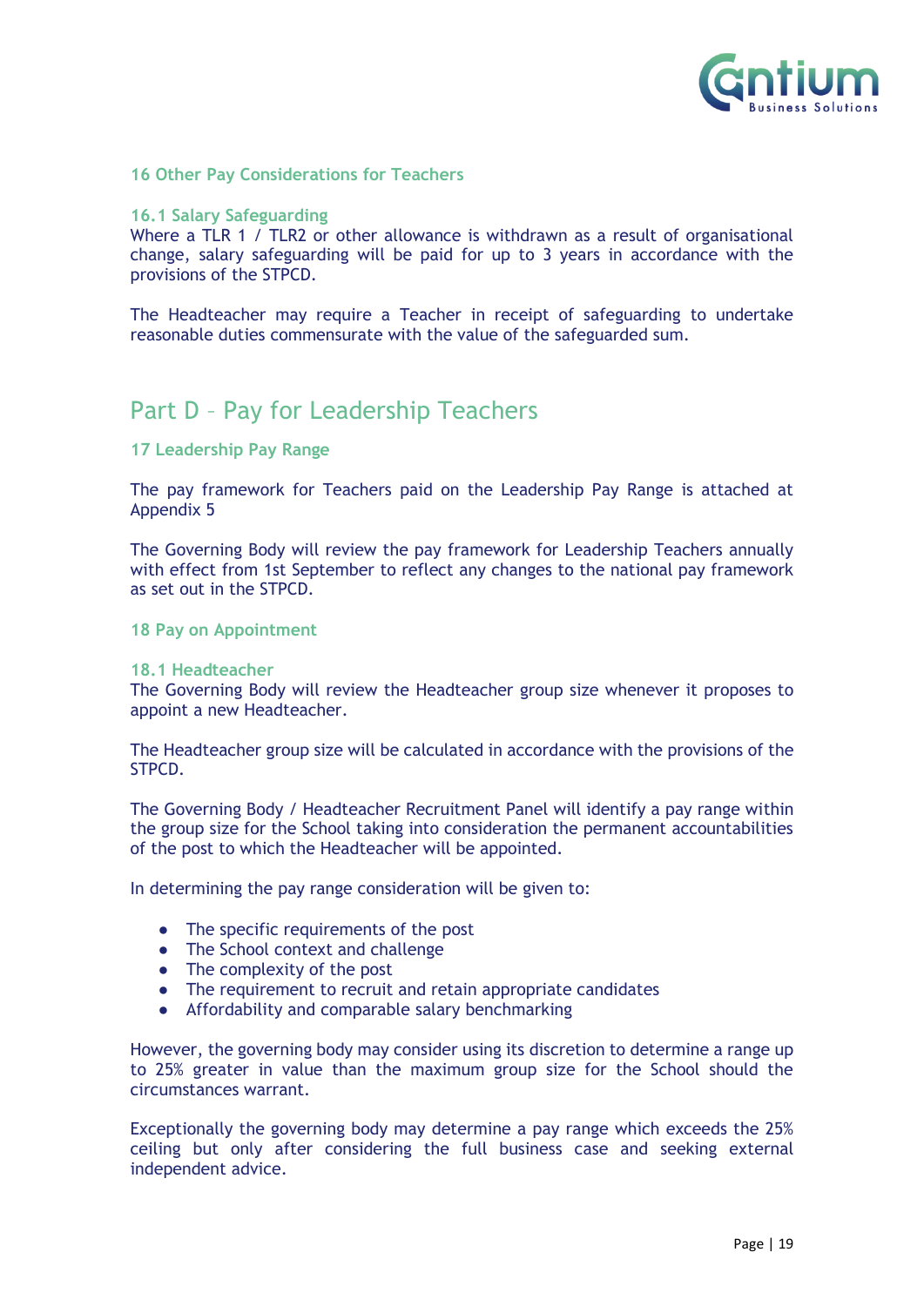## 16 Other Pay Considerations for Teachers

### 16.1 Salary Safeguarding

Where a TLR 1 / TLR2 or other allowance is withdrawn as a result of organisational change, salary safeguarding will be paid for up to 3 years in accordance with the provisions of the STPCD.

The Headteacher may require a Teacher in receipt of safeguarding to undertake reasonable duties commensurate with the value of the safeguarded sum.

# Part D – Pay for Leadership Teachers

## 17 Leadership Pay Range

The pay framework for Teachers paid on the Leadership Pay Range is attached at Appendix 5

The Governing Body will review the pay framework for Leadership Teachers annually with effect from 1st September to reflect any changes to the national pay framework as set out in the STPCD.

## 18 Pay on Appointment

### 18.1 Headteacher

The Governing Body will review the Headteacher group size whenever it proposes to appoint a new Headteacher.

The Headteacher group size will be calculated in accordance with the provisions of the STPCD.

The Governing Body / Headteacher Recruitment Panel will identify a pay range within the group size for the School taking into consideration the permanent accountabilities of the post to which the Headteacher will be appointed.

In determining the pay range consideration will be given to:

- The specific requirements of the post
- The School context and challenge
- The complexity of the post
- The requirement to recruit and retain appropriate candidates
- Affordability and comparable salary benchmarking

However, the governing body may consider using its discretion to determine a range up to 25% greater in value than the maximum group size for the School should the circumstances warrant.

Exceptionally the governing body may determine a pay range which exceeds the 25% ceiling but only after considering the full business case and seeking external independent advice.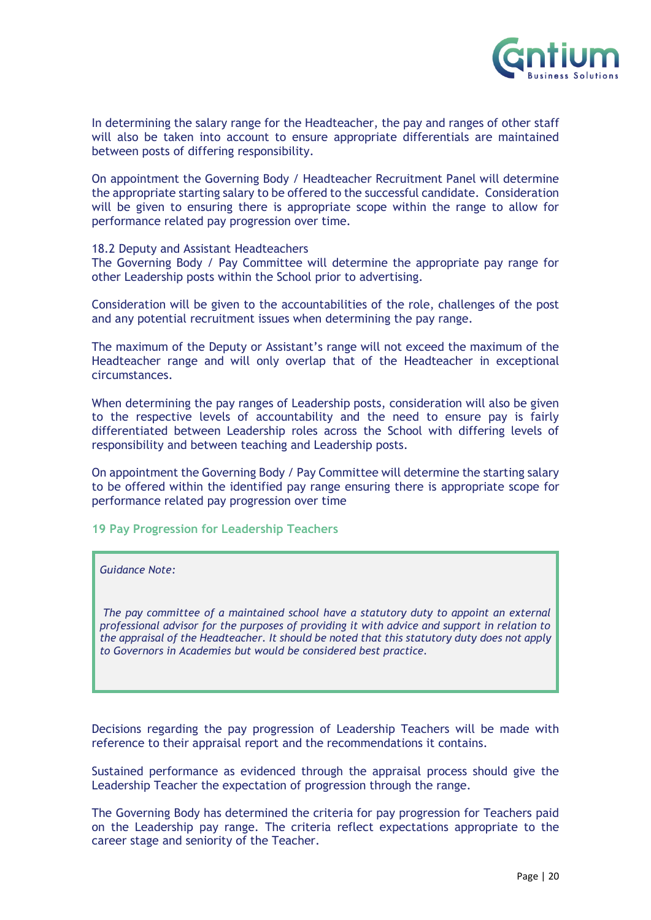In determining the salary range for the Headteacher, the pay and ranges of other staff will also be taken into account to ensure appropriate differentials are maintained between posts of differing responsibility.

On appointment the Governing Body / Headteacher Recruitment Panel will determine the appropriate starting salary to be offered to the successful candidate. Consideration will be given to ensuring there is appropriate scope within the range to allow for performance related pay progression over time.

18.2 Deputy and Assistant Headteachers
The Governing Body / Pay Committee will determine the appropriate pay range for other Leadership posts within the School prior to advertising.

Consideration will be given to the accountabilities of the role, challenges of the post and any potential recruitment issues when determining the pay range.

The maximum of the Deputy or Assistant's range will not exceed the maximum of the Headteacher range and will only overlap that of the Headteacher in exceptional circumstances.

When determining the pay ranges of Leadership posts, consideration will also be given to the respective levels of accountability and the need to ensure pay is fairly differentiated between Leadership roles across the School with differing levels of responsibility and between teaching and Leadership posts.

On appointment the Governing Body / Pay Committee will determine the starting salary to be offered within the identified pay range ensuring there is appropriate scope for performance related pay progression over time

## 19 Pay Progression for Leadership Teachers

> *Guidance Note:*
>
> *The pay committee of a maintained school have a statutory duty to appoint an external professional advisor for the purposes of providing it with advice and support in relation to the appraisal of the Headteacher. It should be noted that this statutory duty does not apply to Governors in Academies but would be considered best practice.*

Decisions regarding the pay progression of Leadership Teachers will be made with reference to their appraisal report and the recommendations it contains.

Sustained performance as evidenced through the appraisal process should give the Leadership Teacher the expectation of progression through the range.

The Governing Body has determined the criteria for pay progression for Teachers paid on the Leadership pay range. The criteria reflect expectations appropriate to the career stage and seniority of the Teacher.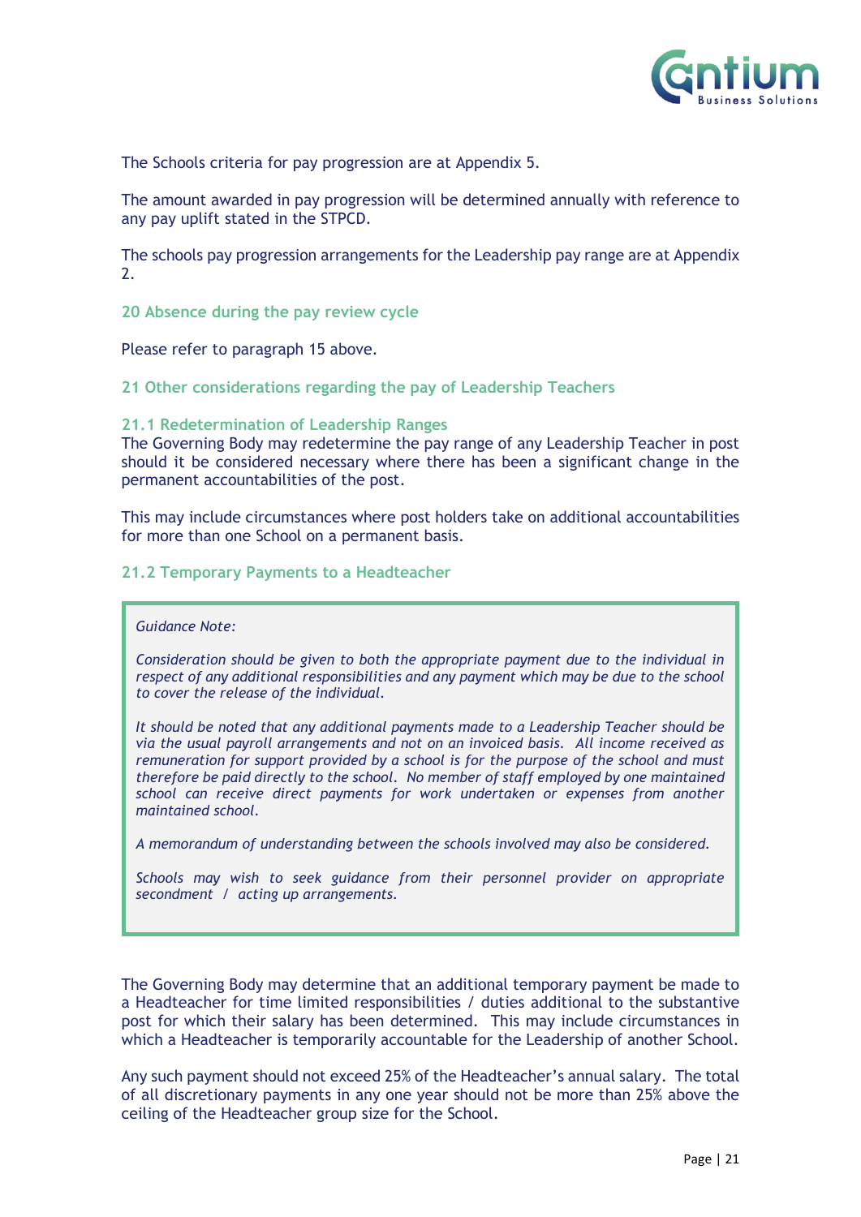The Schools criteria for pay progression are at Appendix 5.

The amount awarded in pay progression will be determined annually with reference to any pay uplift stated in the STPCD.

The schools pay progression arrangements for the Leadership pay range are at Appendix 2.

## 20 Absence during the pay review cycle

Please refer to paragraph 15 above.

## 21 Other considerations regarding the pay of Leadership Teachers

### 21.1 Redetermination of Leadership Ranges

The Governing Body may redetermine the pay range of any Leadership Teacher in post should it be considered necessary where there has been a significant change in the permanent accountabilities of the post.

This may include circumstances where post holders take on additional accountabilities for more than one School on a permanent basis.

### 21.2 Temporary Payments to a Headteacher

> *Guidance Note:*
>
> *Consideration should be given to both the appropriate payment due to the individual in respect of any additional responsibilities and any payment which may be due to the school to cover the release of the individual.*
>
> *It should be noted that any additional payments made to a Leadership Teacher should be via the usual payroll arrangements and not on an invoiced basis. All income received as remuneration for support provided by a school is for the purpose of the school and must therefore be paid directly to the school. No member of staff employed by one maintained school can receive direct payments for work undertaken or expenses from another maintained school.*
>
> *A memorandum of understanding between the schools involved may also be considered.*
>
> *Schools may wish to seek guidance from their personnel provider on appropriate secondment / acting up arrangements.*

The Governing Body may determine that an additional temporary payment be made to a Headteacher for time limited responsibilities / duties additional to the substantive post for which their salary has been determined. This may include circumstances in which a Headteacher is temporarily accountable for the Leadership of another School.

Any such payment should not exceed 25% of the Headteacher's annual salary. The total of all discretionary payments in any one year should not be more than 25% above the ceiling of the Headteacher group size for the School.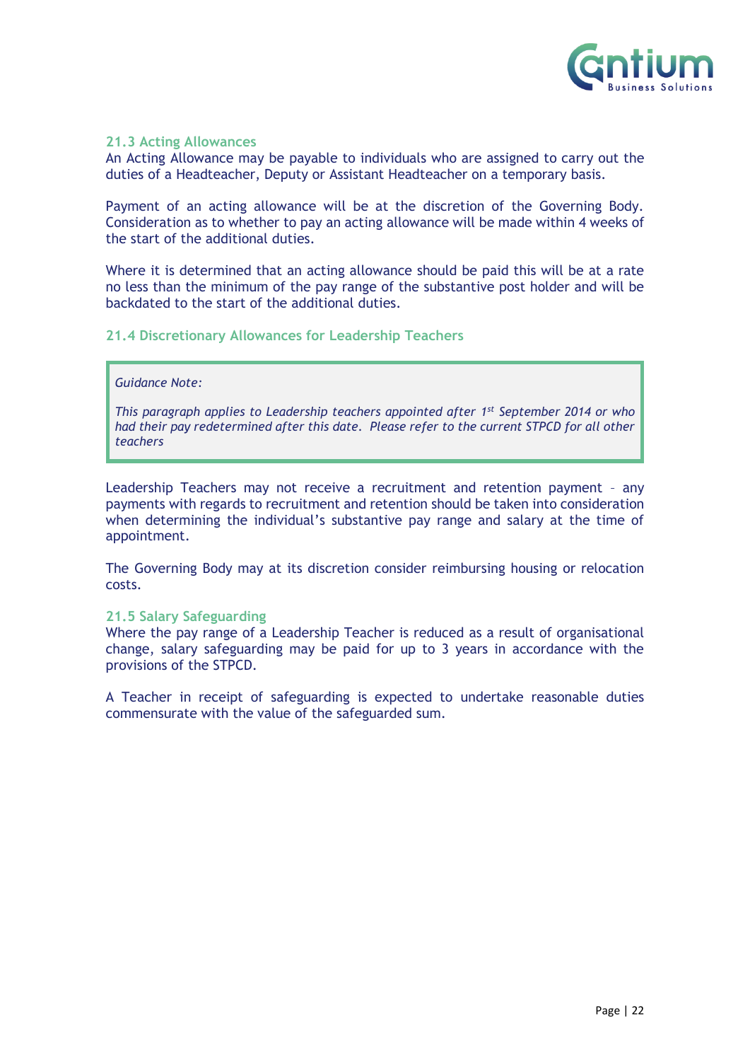### 21.3 Acting Allowances

An Acting Allowance may be payable to individuals who are assigned to carry out the duties of a Headteacher, Deputy or Assistant Headteacher on a temporary basis.

Payment of an acting allowance will be at the discretion of the Governing Body. Consideration as to whether to pay an acting allowance will be made within 4 weeks of the start of the additional duties.

Where it is determined that an acting allowance should be paid this will be at a rate no less than the minimum of the pay range of the substantive post holder and will be backdated to the start of the additional duties.

### 21.4 Discretionary Allowances for Leadership Teachers

> *Guidance Note:*
>
> *This paragraph applies to Leadership teachers appointed after 1st September 2014 or who had their pay redetermined after this date. Please refer to the current STPCD for all other teachers*

Leadership Teachers may not receive a recruitment and retention payment – any payments with regards to recruitment and retention should be taken into consideration when determining the individual's substantive pay range and salary at the time of appointment.

The Governing Body may at its discretion consider reimbursing housing or relocation costs.

### 21.5 Salary Safeguarding

Where the pay range of a Leadership Teacher is reduced as a result of organisational change, salary safeguarding may be paid for up to 3 years in accordance with the provisions of the STPCD.

A Teacher in receipt of safeguarding is expected to undertake reasonable duties commensurate with the value of the safeguarded sum.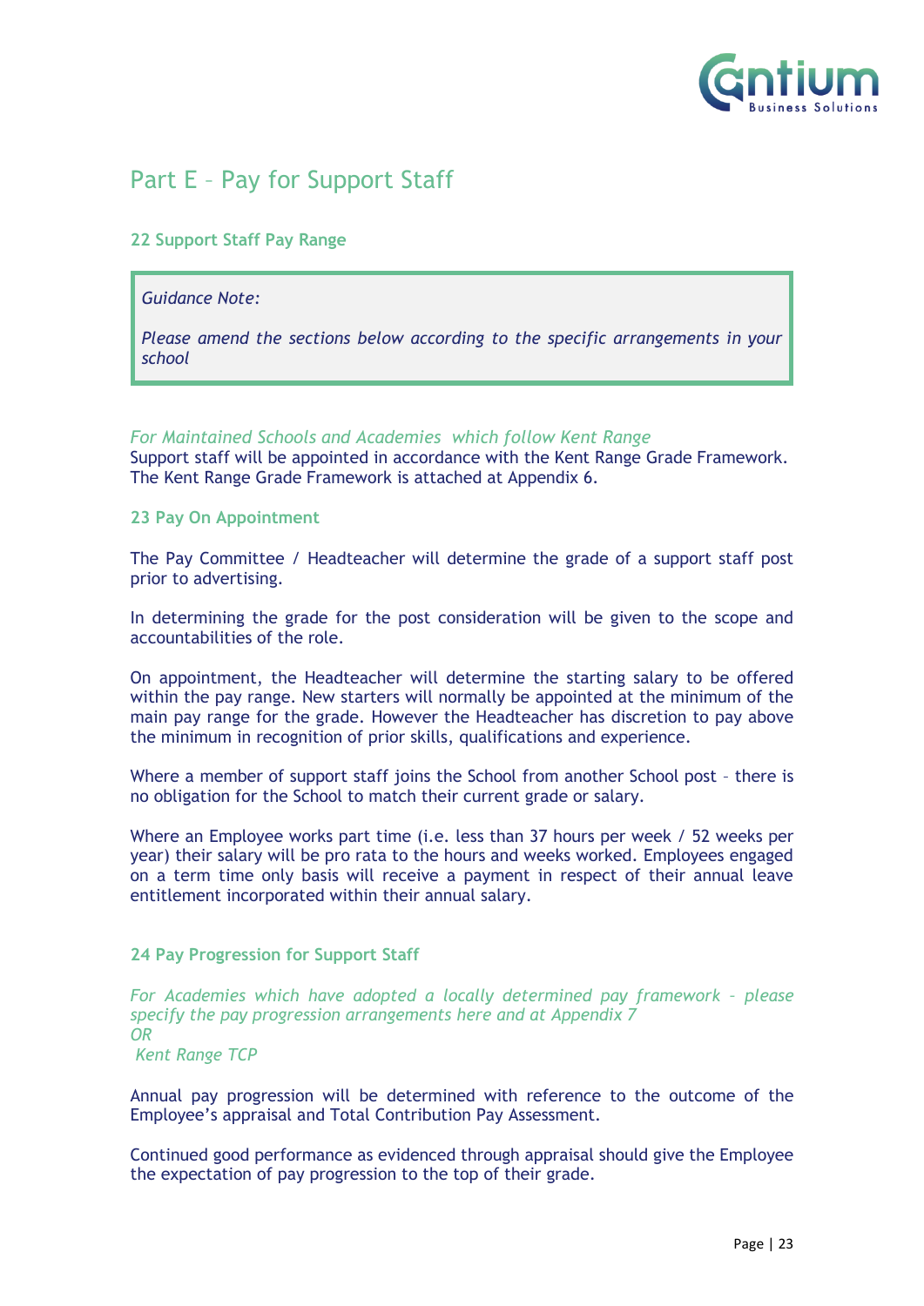# Part E – Pay for Support Staff

## 22 Support Staff Pay Range

> *Guidance Note:*
>
> *Please amend the sections below according to the specific arrangements in your school*

*For Maintained Schools and Academies which follow Kent Range*

Support staff will be appointed in accordance with the Kent Range Grade Framework. The Kent Range Grade Framework is attached at Appendix 6.

## 23 Pay On Appointment

The Pay Committee / Headteacher will determine the grade of a support staff post prior to advertising.

In determining the grade for the post consideration will be given to the scope and accountabilities of the role.

On appointment, the Headteacher will determine the starting salary to be offered within the pay range. New starters will normally be appointed at the minimum of the main pay range for the grade. However the Headteacher has discretion to pay above the minimum in recognition of prior skills, qualifications and experience.

Where a member of support staff joins the School from another School post – there is no obligation for the School to match their current grade or salary.

Where an Employee works part time (i.e. less than 37 hours per week / 52 weeks per year) their salary will be pro rata to the hours and weeks worked. Employees engaged on a term time only basis will receive a payment in respect of their annual leave entitlement incorporated within their annual salary.

## 24 Pay Progression for Support Staff

*For Academies which have adopted a locally determined pay framework – please specify the pay progression arrangements here and at Appendix 7*

*OR*

*Kent Range TCP*

Annual pay progression will be determined with reference to the outcome of the Employee's appraisal and Total Contribution Pay Assessment.

Continued good performance as evidenced through appraisal should give the Employee the expectation of pay progression to the top of their grade.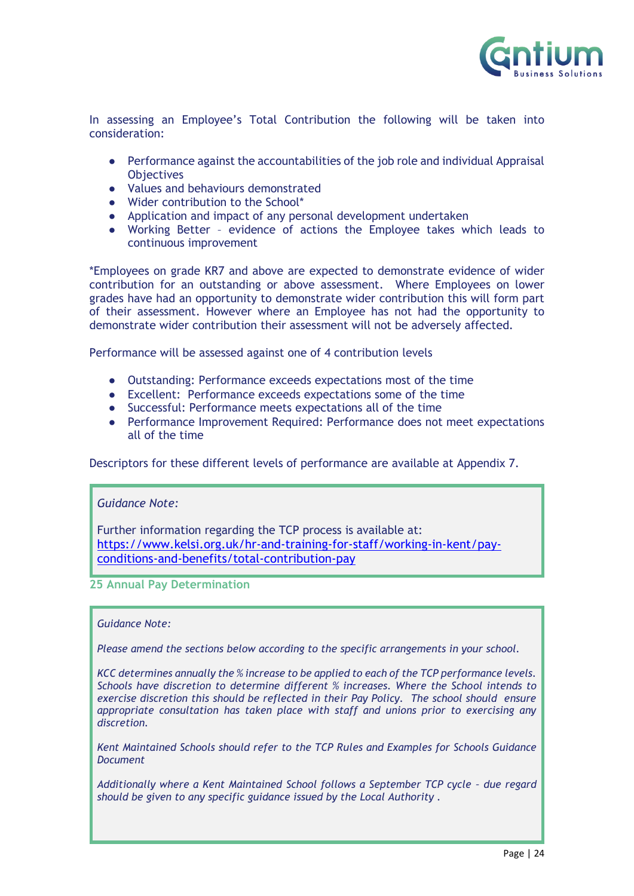In assessing an Employee's Total Contribution the following will be taken into consideration:

- Performance against the accountabilities of the job role and individual Appraisal Objectives
- Values and behaviours demonstrated
- Wider contribution to the School*
- Application and impact of any personal development undertaken
- Working Better – evidence of actions the Employee takes which leads to continuous improvement

*Employees on grade KR7 and above are expected to demonstrate evidence of wider contribution for an outstanding or above assessment. Where Employees on lower grades have had an opportunity to demonstrate wider contribution this will form part of their assessment. However where an Employee has not had the opportunity to demonstrate wider contribution their assessment will not be adversely affected.

Performance will be assessed against one of 4 contribution levels

- Outstanding: Performance exceeds expectations most of the time
- Excellent: Performance exceeds expectations some of the time
- Successful: Performance meets expectations all of the time
- Performance Improvement Required: Performance does not meet expectations all of the time

Descriptors for these different levels of performance are available at Appendix 7.

> *Guidance Note:*
>
> Further information regarding the TCP process is available at: [https://www.kelsi.org.uk/hr-and-training-for-staff/working-in-kent/pay-conditions-and-benefits/total-contribution-pay](https://www.kelsi.org.uk/hr-and-training-for-staff/working-in-kent/pay-conditions-and-benefits/total-contribution-pay)

## 25 Annual Pay Determination

> *Guidance Note:*
>
> *Please amend the sections below according to the specific arrangements in your school.*
>
> *KCC determines annually the % increase to be applied to each of the TCP performance levels. Schools have discretion to determine different % increases. Where the School intends to exercise discretion this should be reflected in their Pay Policy. The school should ensure appropriate consultation has taken place with staff and unions prior to exercising any discretion.*
>
> *Kent Maintained Schools should refer to the TCP Rules and Examples for Schools Guidance Document*
>
> *Additionally where a Kent Maintained School follows a September TCP cycle – due regard should be given to any specific guidance issued by the Local Authority .*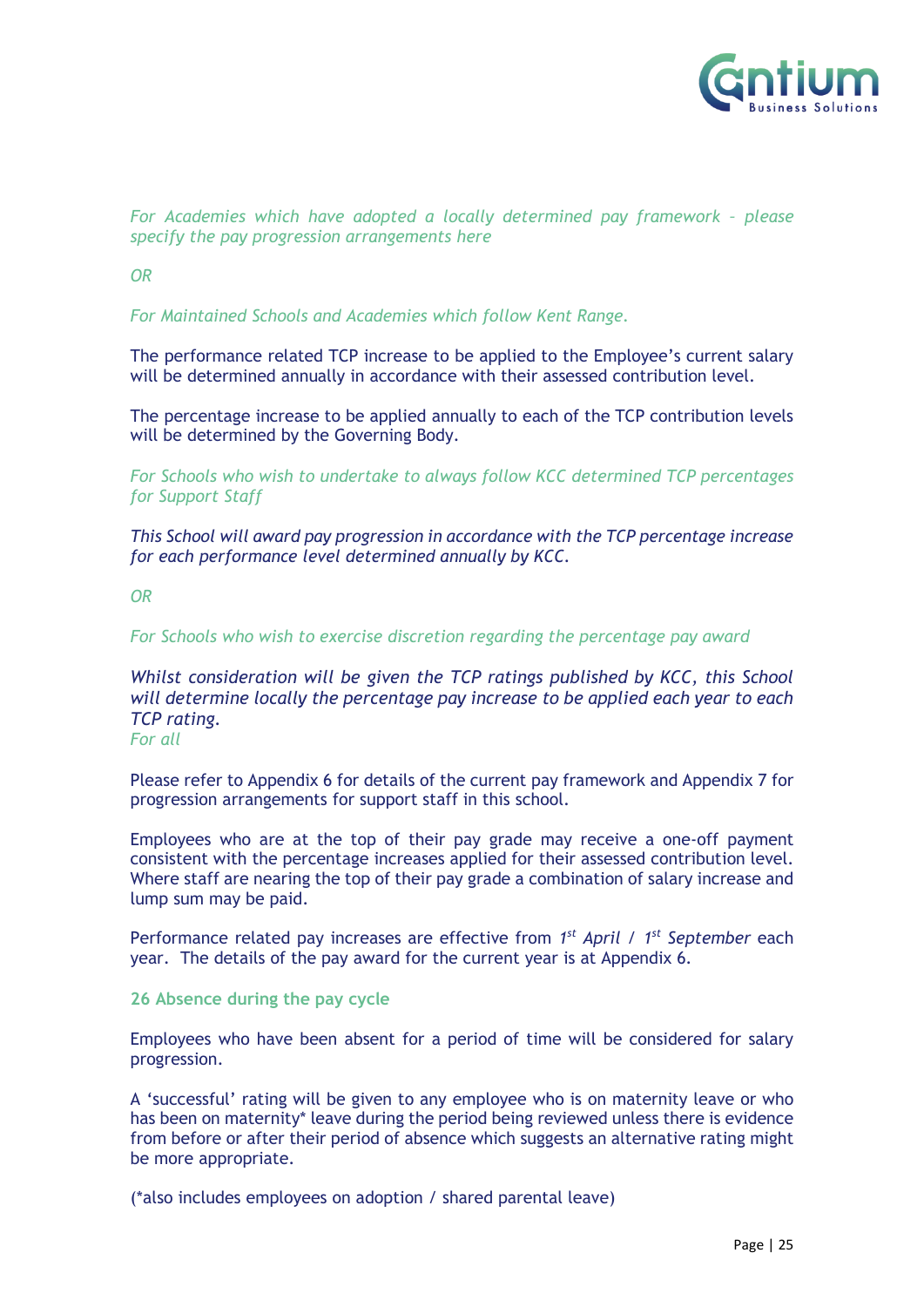*For Academies which have adopted a locally determined pay framework – please specify the pay progression arrangements here*

*OR*

*For Maintained Schools and Academies which follow Kent Range.*

The performance related TCP increase to be applied to the Employee's current salary will be determined annually in accordance with their assessed contribution level.

The percentage increase to be applied annually to each of the TCP contribution levels will be determined by the Governing Body.

*For Schools who wish to undertake to always follow KCC determined TCP percentages for Support Staff*

*This School will award pay progression in accordance with the TCP percentage increase for each performance level determined annually by KCC.*

*OR*

*For Schools who wish to exercise discretion regarding the percentage pay award*

*Whilst consideration will be given the TCP ratings published by KCC, this School will determine locally the percentage pay increase to be applied each year to each TCP rating.*
*For all*

Please refer to Appendix 6 for details of the current pay framework and Appendix 7 for progression arrangements for support staff in this school.

Employees who are at the top of their pay grade may receive a one-off payment consistent with the percentage increases applied for their assessed contribution level. Where staff are nearing the top of their pay grade a combination of salary increase and lump sum may be paid.

Performance related pay increases are effective from *1st April / 1st September* each year. The details of the pay award for the current year is at Appendix 6.

## 26 Absence during the pay cycle

Employees who have been absent for a period of time will be considered for salary progression.

A 'successful' rating will be given to any employee who is on maternity leave or who has been on maternity* leave during the period being reviewed unless there is evidence from before or after their period of absence which suggests an alternative rating might be more appropriate.

(*also includes employees on adoption / shared parental leave)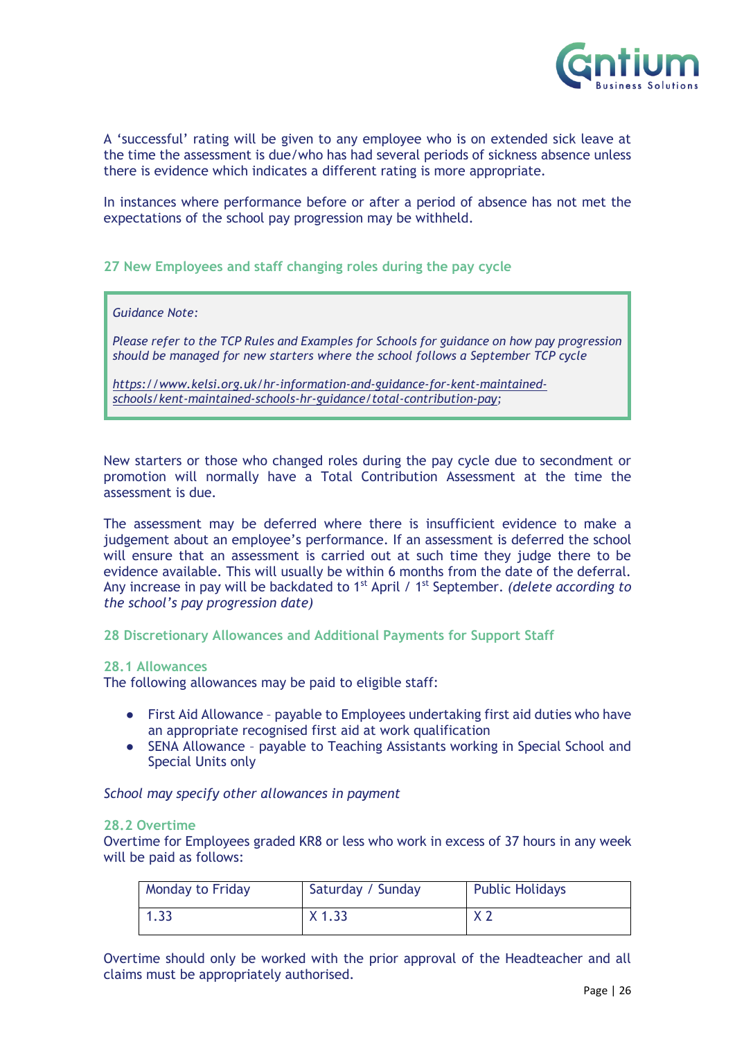A 'successful' rating will be given to any employee who is on extended sick leave at the time the assessment is due/who has had several periods of sickness absence unless there is evidence which indicates a different rating is more appropriate.

In instances where performance before or after a period of absence has not met the expectations of the school pay progression may be withheld.

## 27 New Employees and staff changing roles during the pay cycle

> *Guidance Note:*
>
> *Please refer to the TCP Rules and Examples for Schools for guidance on how pay progression should be managed for new starters where the school follows a September TCP cycle*
>
> *https://www.kelsi.org.uk/hr-information-and-guidance-for-kent-maintained-schools/kent-maintained-schools-hr-guidance/total-contribution-pay;*

New starters or those who changed roles during the pay cycle due to secondment or promotion will normally have a Total Contribution Assessment at the time the assessment is due.

The assessment may be deferred where there is insufficient evidence to make a judgement about an employee's performance. If an assessment is deferred the school will ensure that an assessment is carried out at such time they judge there to be evidence available. This will usually be within 6 months from the date of the deferral. Any increase in pay will be backdated to 1st April / 1st September. *(delete according to the school's pay progression date)*

## 28 Discretionary Allowances and Additional Payments for Support Staff

### 28.1 Allowances

The following allowances may be paid to eligible staff:

- First Aid Allowance - payable to Employees undertaking first aid duties who have an appropriate recognised first aid at work qualification
- SENA Allowance – payable to Teaching Assistants working in Special School and Special Units only

*School may specify other allowances in payment*

### 28.2 Overtime

Overtime for Employees graded KR8 or less who work in excess of 37 hours in any week will be paid as follows:

| Monday to Friday | Saturday / Sunday | Public Holidays |
| --- | --- | --- |
| 1.33 | X 1.33 | X 2 |

Overtime should only be worked with the prior approval of the Headteacher and all claims must be appropriately authorised.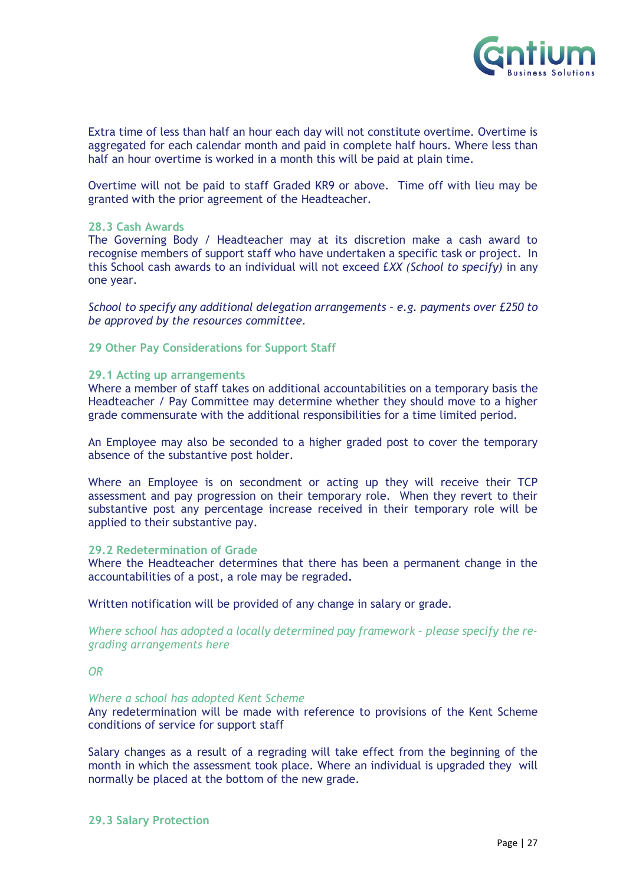Extra time of less than half an hour each day will not constitute overtime. Overtime is aggregated for each calendar month and paid in complete half hours. Where less than half an hour overtime is worked in a month this will be paid at plain time.

Overtime will not be paid to staff Graded KR9 or above. Time off with lieu may be granted with the prior agreement of the Headteacher.

### 28.3 Cash Awards

The Governing Body / Headteacher may at its discretion make a cash award to recognise members of support staff who have undertaken a specific task or project. In this School cash awards to an individual will not exceed £*XX (School to specify)* in any one year.

*School to specify any additional delegation arrangements – e.g. payments over £250 to be approved by the resources committee.*

## 29 Other Pay Considerations for Support Staff

### 29.1 Acting up arrangements

Where a member of staff takes on additional accountabilities on a temporary basis the Headteacher / Pay Committee may determine whether they should move to a higher grade commensurate with the additional responsibilities for a time limited period.

An Employee may also be seconded to a higher graded post to cover the temporary absence of the substantive post holder.

Where an Employee is on secondment or acting up they will receive their TCP assessment and pay progression on their temporary role. When they revert to their substantive post any percentage increase received in their temporary role will be applied to their substantive pay.

### 29.2 Redetermination of Grade

Where the Headteacher determines that there has been a permanent change in the accountabilities of a post, a role may be regraded.

Written notification will be provided of any change in salary or grade.

*Where school has adopted a locally determined pay framework – please specify the re-grading arrangements here*

*OR*

*Where a school has adopted Kent Scheme*

Any redetermination will be made with reference to provisions of the Kent Scheme conditions of service for support staff

Salary changes as a result of a regrading will take effect from the beginning of the month in which the assessment took place. Where an individual is upgraded they will normally be placed at the bottom of the new grade.

### 29.3 Salary Protection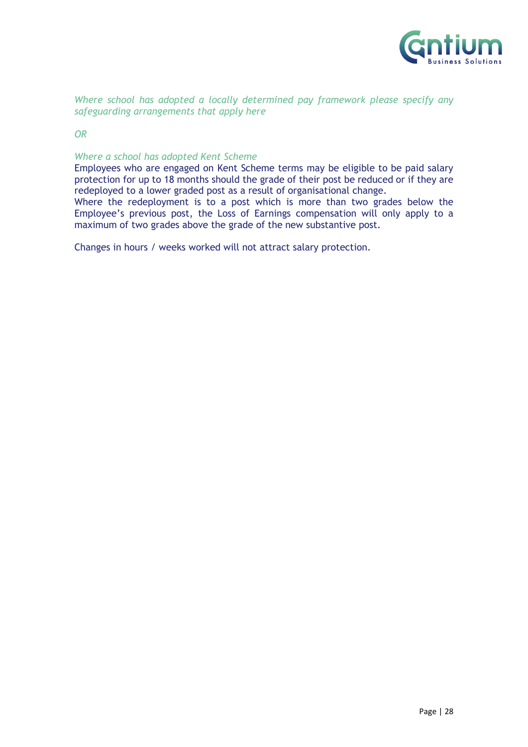*Where school has adopted a locally determined pay framework please specify any safeguarding arrangements that apply here*

*OR*

*Where a school has adopted Kent Scheme*

Employees who are engaged on Kent Scheme terms may be eligible to be paid salary protection for up to 18 months should the grade of their post be reduced or if they are redeployed to a lower graded post as a result of organisational change.

Where the redeployment is to a post which is more than two grades below the Employee's previous post, the Loss of Earnings compensation will only apply to a maximum of two grades above the grade of the new substantive post.

Changes in hours / weeks worked will not attract salary protection.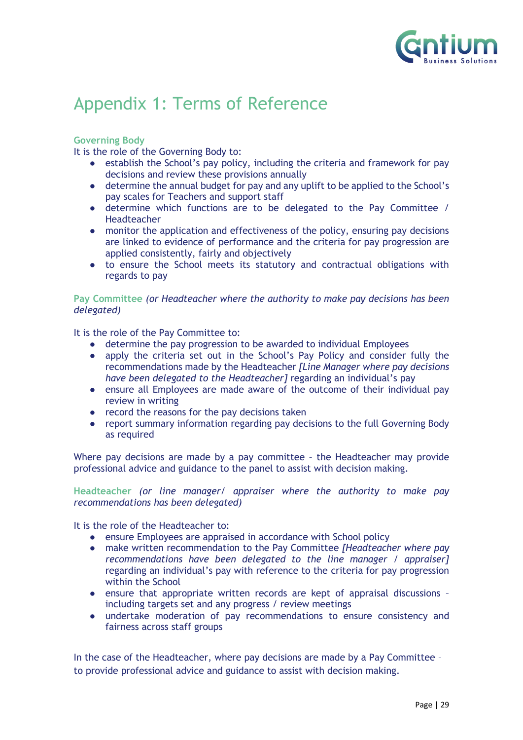# Appendix 1: Terms of Reference

**Governing Body**

It is the role of the Governing Body to:

- establish the School's pay policy, including the criteria and framework for pay decisions and review these provisions annually
- determine the annual budget for pay and any uplift to be applied to the School's pay scales for Teachers and support staff
- determine which functions are to be delegated to the Pay Committee / Headteacher
- monitor the application and effectiveness of the policy, ensuring pay decisions are linked to evidence of performance and the criteria for pay progression are applied consistently, fairly and objectively
- to ensure the School meets its statutory and contractual obligations with regards to pay

**Pay Committee** *(or Headteacher where the authority to make pay decisions has been delegated)*

It is the role of the Pay Committee to:

- determine the pay progression to be awarded to individual Employees
- apply the criteria set out in the School's Pay Policy and consider fully the recommendations made by the Headteacher *[Line Manager where pay decisions have been delegated to the Headteacher]* regarding an individual's pay
- ensure all Employees are made aware of the outcome of their individual pay review in writing
- record the reasons for the pay decisions taken
- report summary information regarding pay decisions to the full Governing Body as required

Where pay decisions are made by a pay committee – the Headteacher may provide professional advice and guidance to the panel to assist with decision making.

**Headteacher** *(or line manager/ appraiser where the authority to make pay recommendations has been delegated)*

It is the role of the Headteacher to:

- ensure Employees are appraised in accordance with School policy
- make written recommendation to the Pay Committee *[Headteacher where pay recommendations have been delegated to the line manager / appraiser]* regarding an individual's pay with reference to the criteria for pay progression within the School
- ensure that appropriate written records are kept of appraisal discussions – including targets set and any progress / review meetings
- undertake moderation of pay recommendations to ensure consistency and fairness across staff groups

In the case of the Headteacher, where pay decisions are made by a Pay Committee – to provide professional advice and guidance to assist with decision making.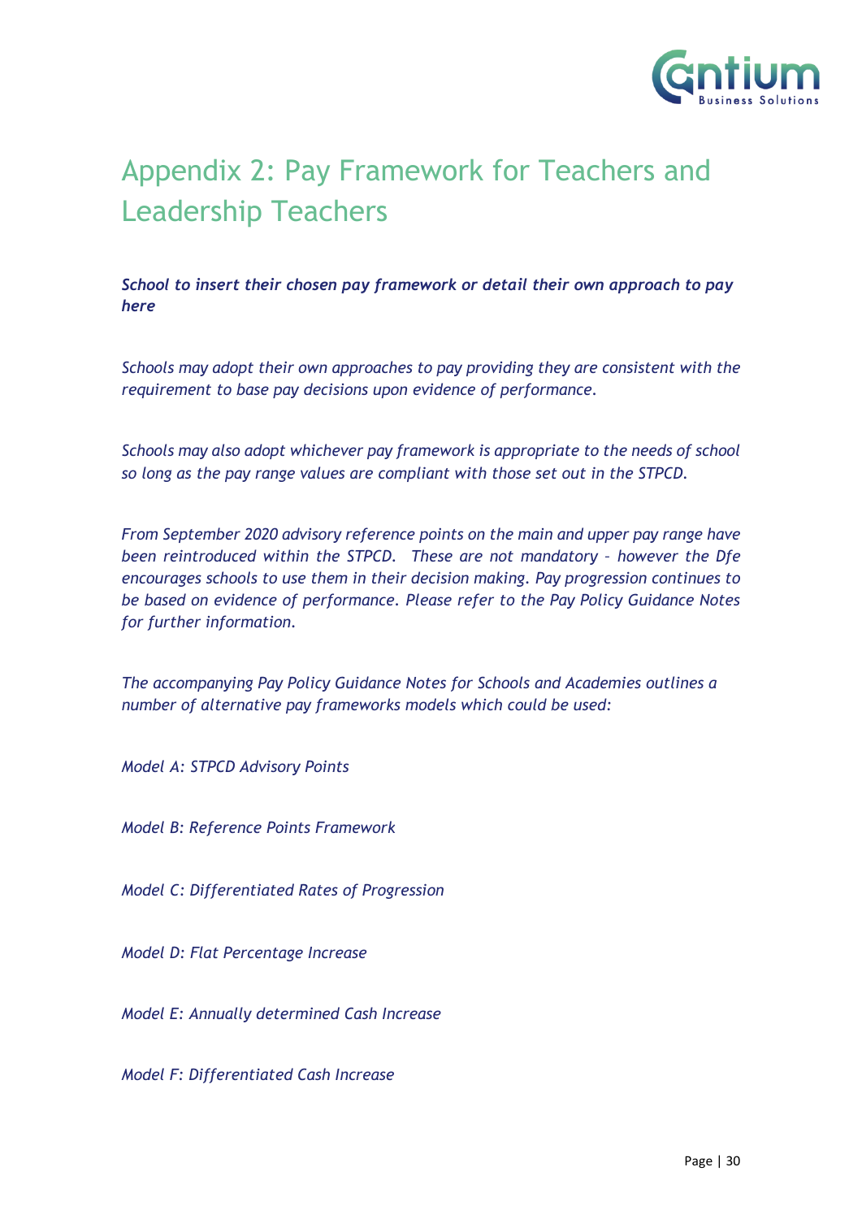# Appendix 2: Pay Framework for Teachers and Leadership Teachers

***School to insert their chosen pay framework or detail their own approach to pay here***

*Schools may adopt their own approaches to pay providing they are consistent with the requirement to base pay decisions upon evidence of performance.*

*Schools may also adopt whichever pay framework is appropriate to the needs of school so long as the pay range values are compliant with those set out in the STPCD.*

*From September 2020 advisory reference points on the main and upper pay range have been reintroduced within the STPCD. These are not mandatory – however the Dfe encourages schools to use them in their decision making. Pay progression continues to be based on evidence of performance. Please refer to the Pay Policy Guidance Notes for further information.*

*The accompanying Pay Policy Guidance Notes for Schools and Academies outlines a number of alternative pay frameworks models which could be used:*

*Model A: STPCD Advisory Points*

*Model B: Reference Points Framework*

*Model C: Differentiated Rates of Progression*

*Model D: Flat Percentage Increase*

*Model E: Annually determined Cash Increase*

*Model F: Differentiated Cash Increase*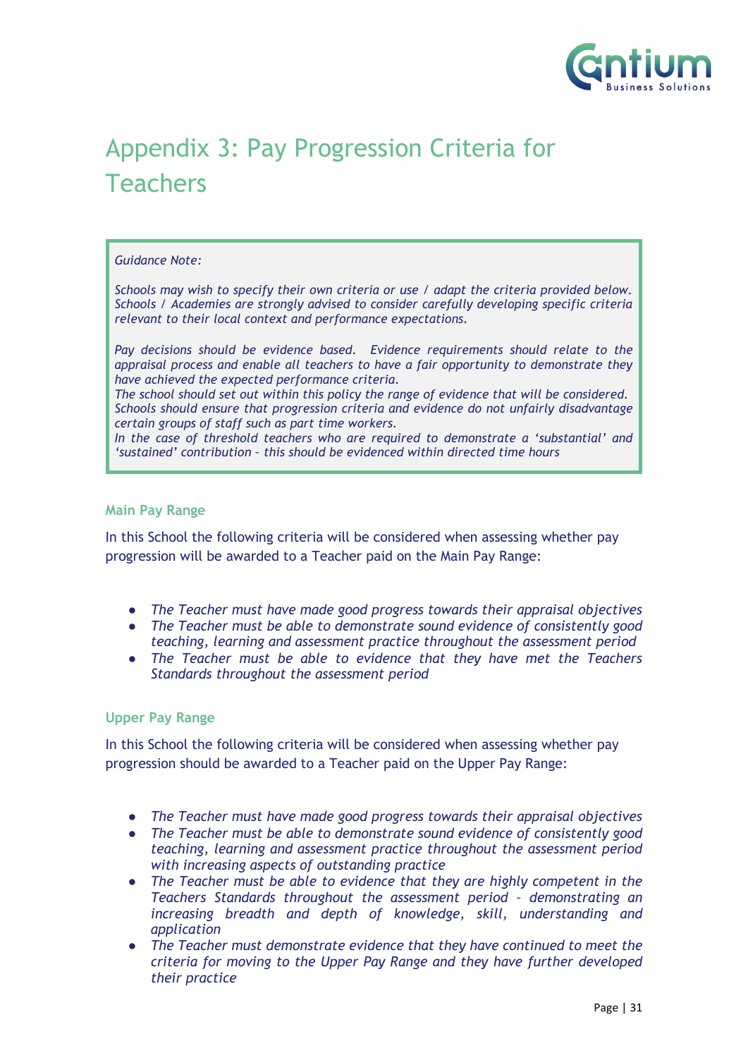# Appendix 3: Pay Progression Criteria for Teachers

> *Guidance Note:*
>
> *Schools may wish to specify their own criteria or use / adapt the criteria provided below. Schools / Academies are strongly advised to consider carefully developing specific criteria relevant to their local context and performance expectations.*
>
> *Pay decisions should be evidence based. Evidence requirements should relate to the appraisal process and enable all teachers to have a fair opportunity to demonstrate they have achieved the expected performance criteria.*
> *The school should set out within this policy the range of evidence that will be considered.*
> *Schools should ensure that progression criteria and evidence do not unfairly disadvantage certain groups of staff such as part time workers.*
> *In the case of threshold teachers who are required to demonstrate a 'substantial' and 'sustained' contribution – this should be evidenced within directed time hours*

### Main Pay Range

In this School the following criteria will be considered when assessing whether pay progression will be awarded to a Teacher paid on the Main Pay Range:

- *The Teacher must have made good progress towards their appraisal objectives*
- *The Teacher must be able to demonstrate sound evidence of consistently good teaching, learning and assessment practice throughout the assessment period*
- *The Teacher must be able to evidence that they have met the Teachers Standards throughout the assessment period*

### Upper Pay Range

In this School the following criteria will be considered when assessing whether pay progression should be awarded to a Teacher paid on the Upper Pay Range:

- *The Teacher must have made good progress towards their appraisal objectives*
- *The Teacher must be able to demonstrate sound evidence of consistently good teaching, learning and assessment practice throughout the assessment period with increasing aspects of outstanding practice*
- *The Teacher must be able to evidence that they are highly competent in the Teachers Standards throughout the assessment period – demonstrating an increasing breadth and depth of knowledge, skill, understanding and application*
- *The Teacher must demonstrate evidence that they have continued to meet the criteria for moving to the Upper Pay Range and they have further developed their practice*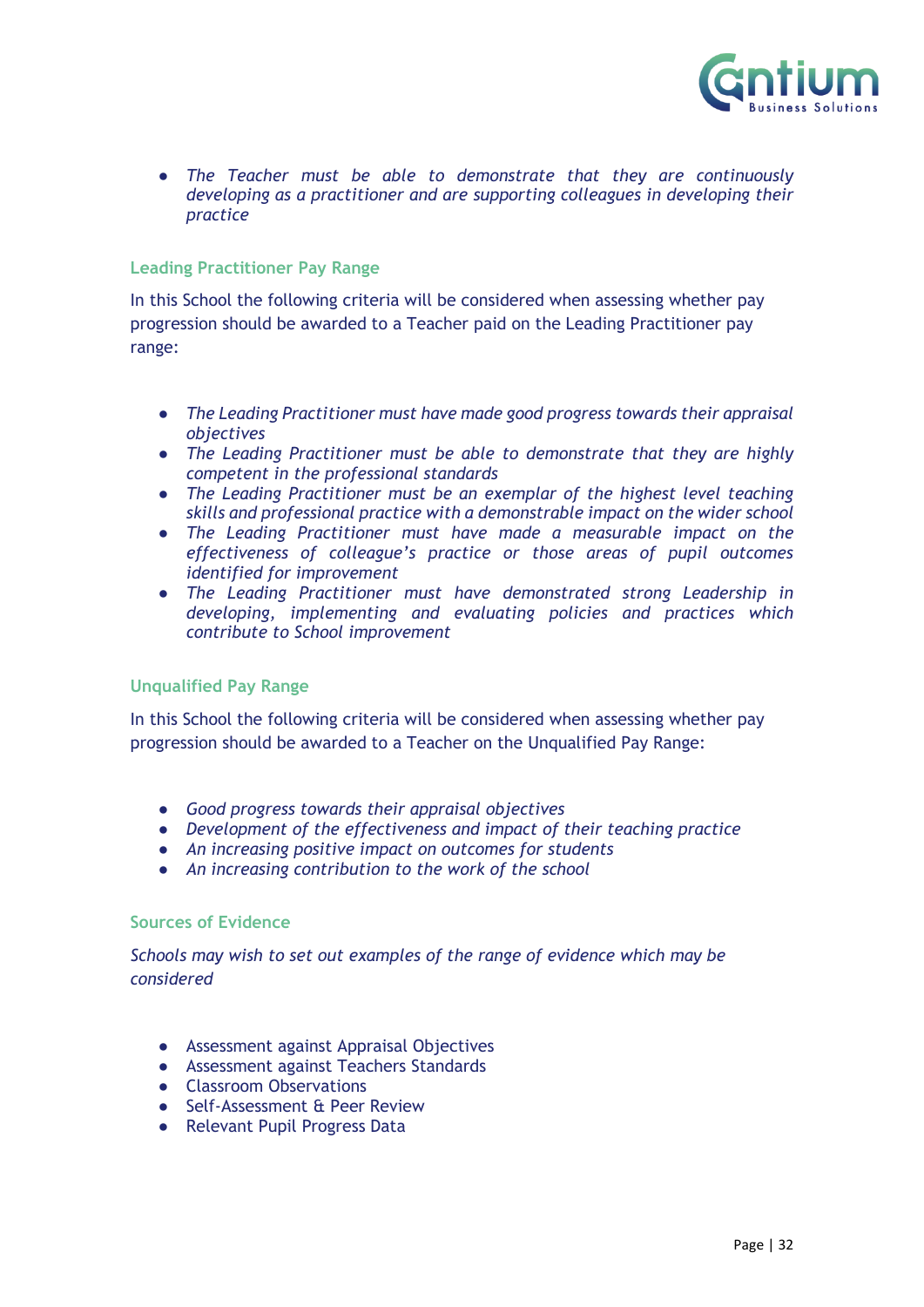- *The Teacher must be able to demonstrate that they are continuously developing as a practitioner and are supporting colleagues in developing their practice*

### Leading Practitioner Pay Range

In this School the following criteria will be considered when assessing whether pay progression should be awarded to a Teacher paid on the Leading Practitioner pay range:

- *The Leading Practitioner must have made good progress towards their appraisal objectives*
- *The Leading Practitioner must be able to demonstrate that they are highly competent in the professional standards*
- *The Leading Practitioner must be an exemplar of the highest level teaching skills and professional practice with a demonstrable impact on the wider school*
- *The Leading Practitioner must have made a measurable impact on the effectiveness of colleague's practice or those areas of pupil outcomes identified for improvement*
- *The Leading Practitioner must have demonstrated strong Leadership in developing, implementing and evaluating policies and practices which contribute to School improvement*

### Unqualified Pay Range

In this School the following criteria will be considered when assessing whether pay progression should be awarded to a Teacher on the Unqualified Pay Range:

- *Good progress towards their appraisal objectives*
- *Development of the effectiveness and impact of their teaching practice*
- *An increasing positive impact on outcomes for students*
- *An increasing contribution to the work of the school*

### Sources of Evidence

*Schools may wish to set out examples of the range of evidence which may be considered*

- Assessment against Appraisal Objectives
- Assessment against Teachers Standards
- Classroom Observations
- Self-Assessment & Peer Review
- Relevant Pupil Progress Data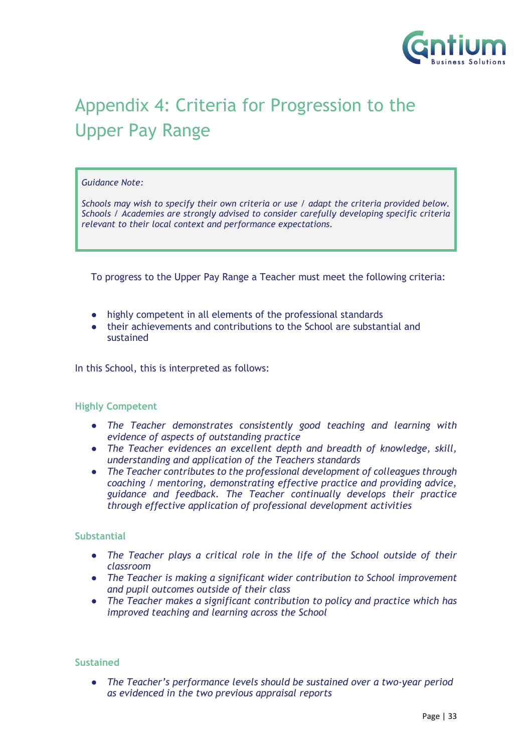# Appendix 4: Criteria for Progression to the Upper Pay Range

> *Guidance Note:*
>
> *Schools may wish to specify their own criteria or use / adapt the criteria provided below. Schools / Academies are strongly advised to consider carefully developing specific criteria relevant to their local context and performance expectations.*

To progress to the Upper Pay Range a Teacher must meet the following criteria:

- highly competent in all elements of the professional standards
- their achievements and contributions to the School are substantial and sustained

In this School, this is interpreted as follows:

### Highly Competent

- *The Teacher demonstrates consistently good teaching and learning with evidence of aspects of outstanding practice*
- *The Teacher evidences an excellent depth and breadth of knowledge, skill, understanding and application of the Teachers standards*
- *The Teacher contributes to the professional development of colleagues through coaching / mentoring, demonstrating effective practice and providing advice, guidance and feedback. The Teacher continually develops their practice through effective application of professional development activities*

### Substantial

- *The Teacher plays a critical role in the life of the School outside of their classroom*
- *The Teacher is making a significant wider contribution to School improvement and pupil outcomes outside of their class*
- *The Teacher makes a significant contribution to policy and practice which has improved teaching and learning across the School*

### Sustained

- *The Teacher's performance levels should be sustained over a two-year period as evidenced in the two previous appraisal reports*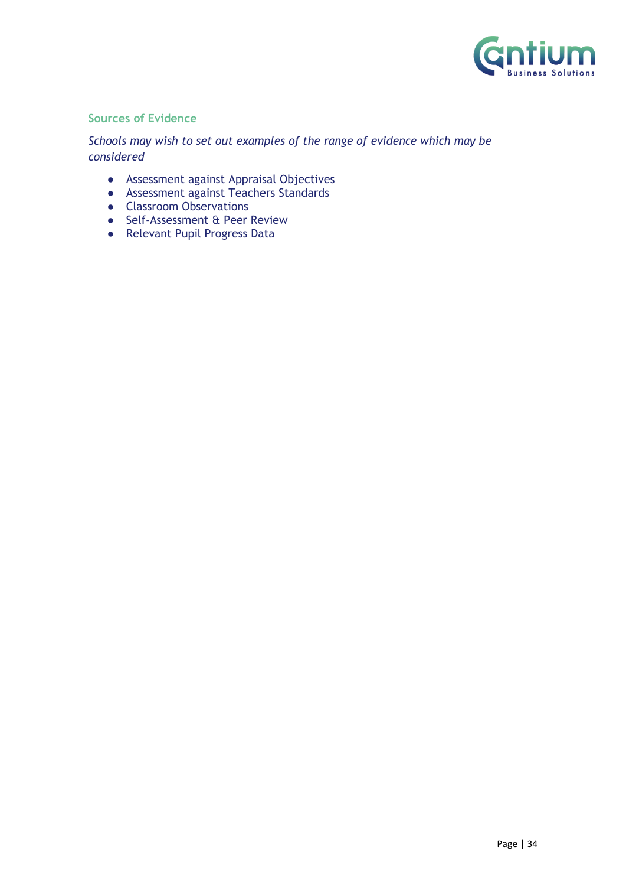### Sources of Evidence

*Schools may wish to set out examples of the range of evidence which may be considered*

- Assessment against Appraisal Objectives
- Assessment against Teachers Standards
- Classroom Observations
- Self-Assessment & Peer Review
- Relevant Pupil Progress Data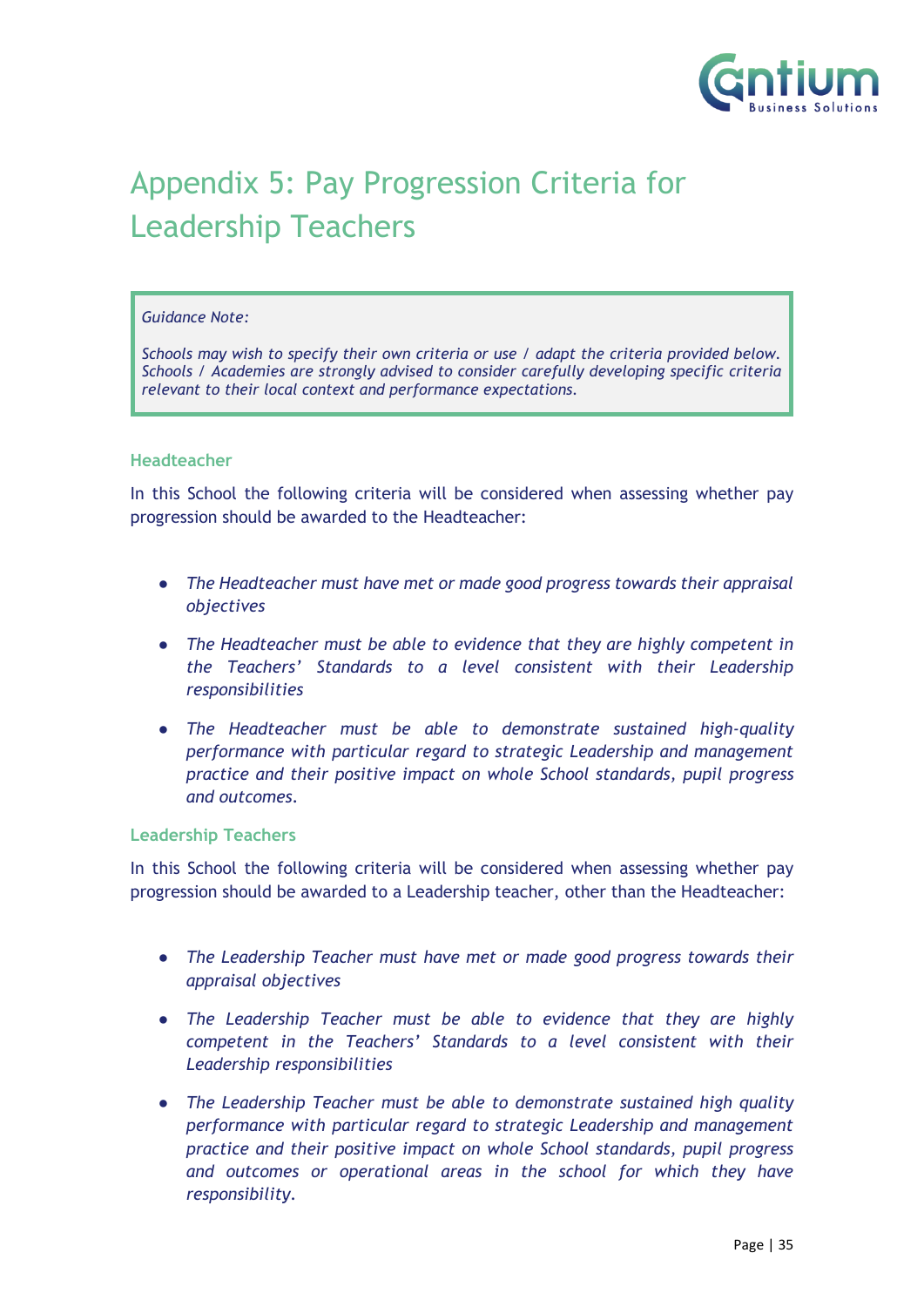# Appendix 5: Pay Progression Criteria for Leadership Teachers

> *Guidance Note:*
>
> *Schools may wish to specify their own criteria or use / adapt the criteria provided below. Schools / Academies are strongly advised to consider carefully developing specific criteria relevant to their local context and performance expectations.*

### Headteacher

In this School the following criteria will be considered when assessing whether pay progression should be awarded to the Headteacher:

- *The Headteacher must have met or made good progress towards their appraisal objectives*
- *The Headteacher must be able to evidence that they are highly competent in the Teachers' Standards to a level consistent with their Leadership responsibilities*
- *The Headteacher must be able to demonstrate sustained high-quality performance with particular regard to strategic Leadership and management practice and their positive impact on whole School standards, pupil progress and outcomes.*

### Leadership Teachers

In this School the following criteria will be considered when assessing whether pay progression should be awarded to a Leadership teacher, other than the Headteacher:

- *The Leadership Teacher must have met or made good progress towards their appraisal objectives*
- *The Leadership Teacher must be able to evidence that they are highly competent in the Teachers' Standards to a level consistent with their Leadership responsibilities*
- *The Leadership Teacher must be able to demonstrate sustained high quality performance with particular regard to strategic Leadership and management practice and their positive impact on whole School standards, pupil progress and outcomes or operational areas in the school for which they have responsibility.*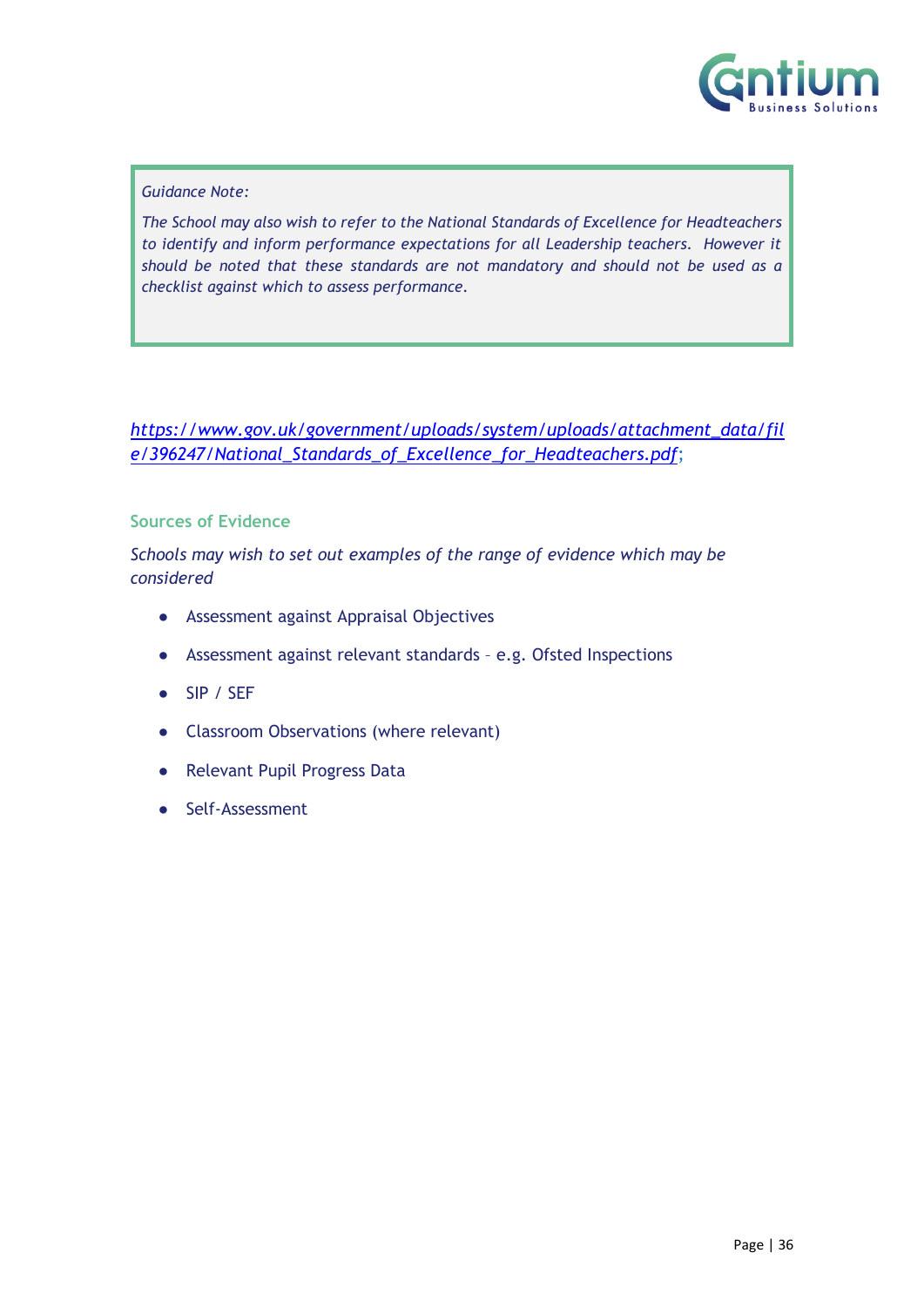*Guidance Note:*

*The School may also wish to refer to the National Standards of Excellence for Headteachers to identify and inform performance expectations for all Leadership teachers. However it should be noted that these standards are not mandatory and should not be used as a checklist against which to assess performance.*

*https://www.gov.uk/government/uploads/system/uploads/attachment_data/file/396247/National_Standards_of_Excellence_for_Headteachers.pdf*;

### Sources of Evidence

*Schools may wish to set out examples of the range of evidence which may be considered*

- Assessment against Appraisal Objectives
- Assessment against relevant standards – e.g. Ofsted Inspections
- SIP / SEF
- Classroom Observations (where relevant)
- Relevant Pupil Progress Data
- Self-Assessment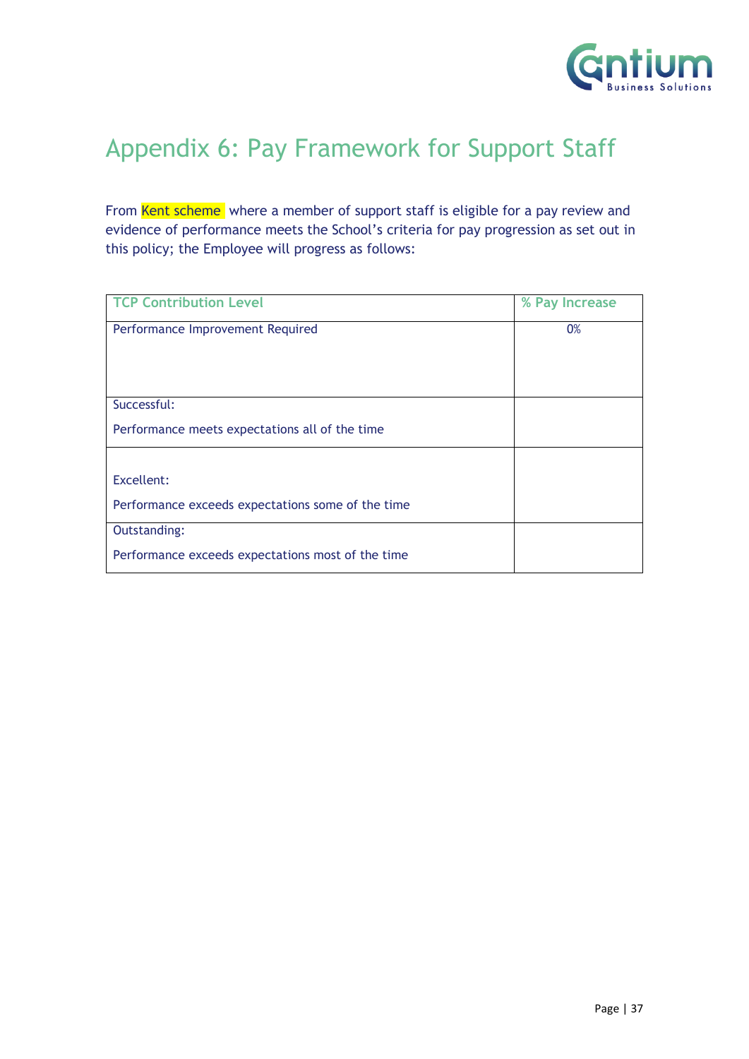# Appendix 6: Pay Framework for Support Staff

From Kent scheme where a member of support staff is eligible for a pay review and evidence of performance meets the School's criteria for pay progression as set out in this policy; the Employee will progress as follows:

| TCP Contribution Level | % Pay Increase |
|---|---|
| Performance Improvement Required | 0% |
| Successful:<br><br>Performance meets expectations all of the time | |
| Excellent:<br><br>Performance exceeds expectations some of the time | |
| Outstanding:<br><br>Performance exceeds expectations most of the time | |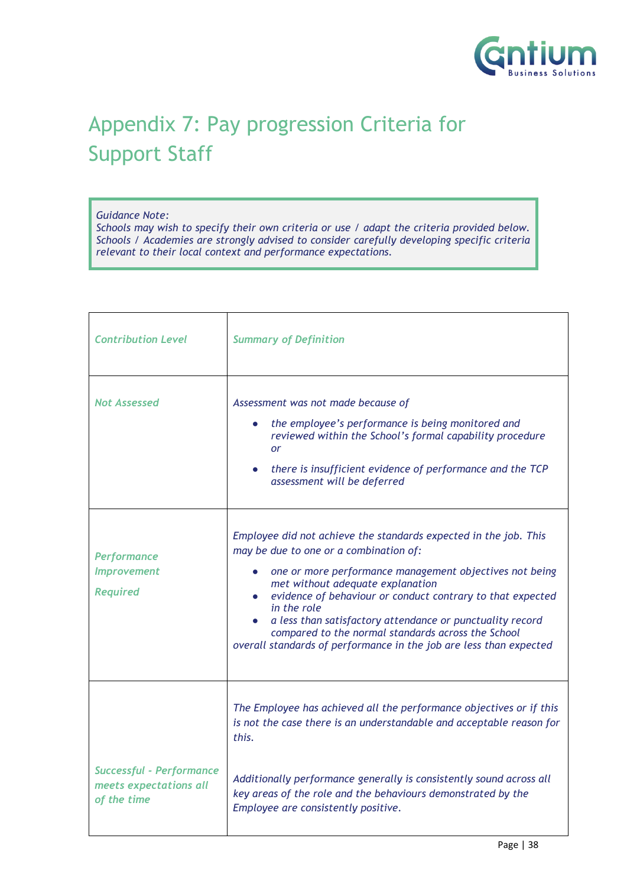# Appendix 7: Pay progression Criteria for Support Staff

> *Guidance Note:*
> *Schools may wish to specify their own criteria or use / adapt the criteria provided below. Schools / Academies are strongly advised to consider carefully developing specific criteria relevant to their local context and performance expectations.*

| *Contribution Level* | *Summary of Definition* |
|---|---|
| *Not Assessed* | *Assessment was not made because of*<br>• *the employee's performance is being monitored and reviewed within the School's formal capability procedure or*<br>• *there is insufficient evidence of performance and the TCP assessment will be deferred* |
| *Performance Improvement Required* | *Employee did not achieve the standards expected in the job. This may be due to one or a combination of:*<br>• *one or more performance management objectives not being met without adequate explanation*<br>• *evidence of behaviour or conduct contrary to that expected in the role*<br>• *a less than satisfactory attendance or punctuality record compared to the normal standards across the School*<br>*overall standards of performance in the job are less than expected* |
| *Successful - Performance meets expectations all of the time* | *The Employee has achieved all the performance objectives or if this is not the case there is an understandable and acceptable reason for this.*<br><br>*Additionally performance generally is consistently sound across all key areas of the role and the behaviours demonstrated by the Employee are consistently positive.* |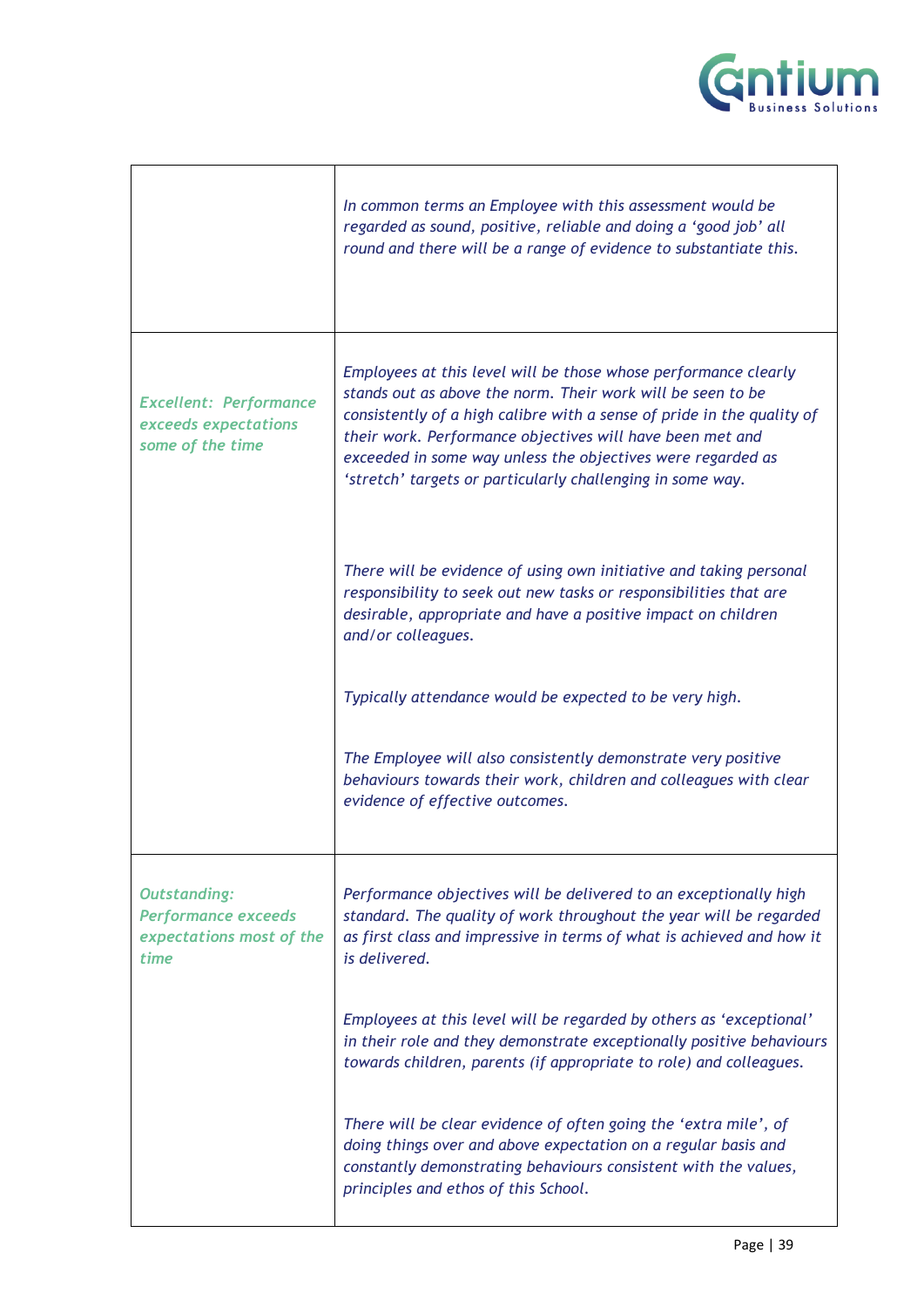| | |
|---|---|
| | *In common terms an Employee with this assessment would be regarded as sound, positive, reliable and doing a 'good job' all round and there will be a range of evidence to substantiate this.* |
| *Excellent: Performance exceeds expectations some of the time* | *Employees at this level will be those whose performance clearly stands out as above the norm. Their work will be seen to be consistently of a high calibre with a sense of pride in the quality of their work. Performance objectives will have been met and exceeded in some way unless the objectives were regarded as 'stretch' targets or particularly challenging in some way.*<br><br>*There will be evidence of using own initiative and taking personal responsibility to seek out new tasks or responsibilities that are desirable, appropriate and have a positive impact on children and/or colleagues.*<br><br>*Typically attendance would be expected to be very high.*<br><br>*The Employee will also consistently demonstrate very positive behaviours towards their work, children and colleagues with clear evidence of effective outcomes.* |
| *Outstanding: Performance exceeds expectations most of the time* | *Performance objectives will be delivered to an exceptionally high standard. The quality of work throughout the year will be regarded as first class and impressive in terms of what is achieved and how it is delivered.*<br><br>*Employees at this level will be regarded by others as 'exceptional' in their role and they demonstrate exceptionally positive behaviours towards children, parents (if appropriate to role) and colleagues.*<br><br>*There will be clear evidence of often going the 'extra mile', of doing things over and above expectation on a regular basis and constantly demonstrating behaviours consistent with the values, principles and ethos of this School.* |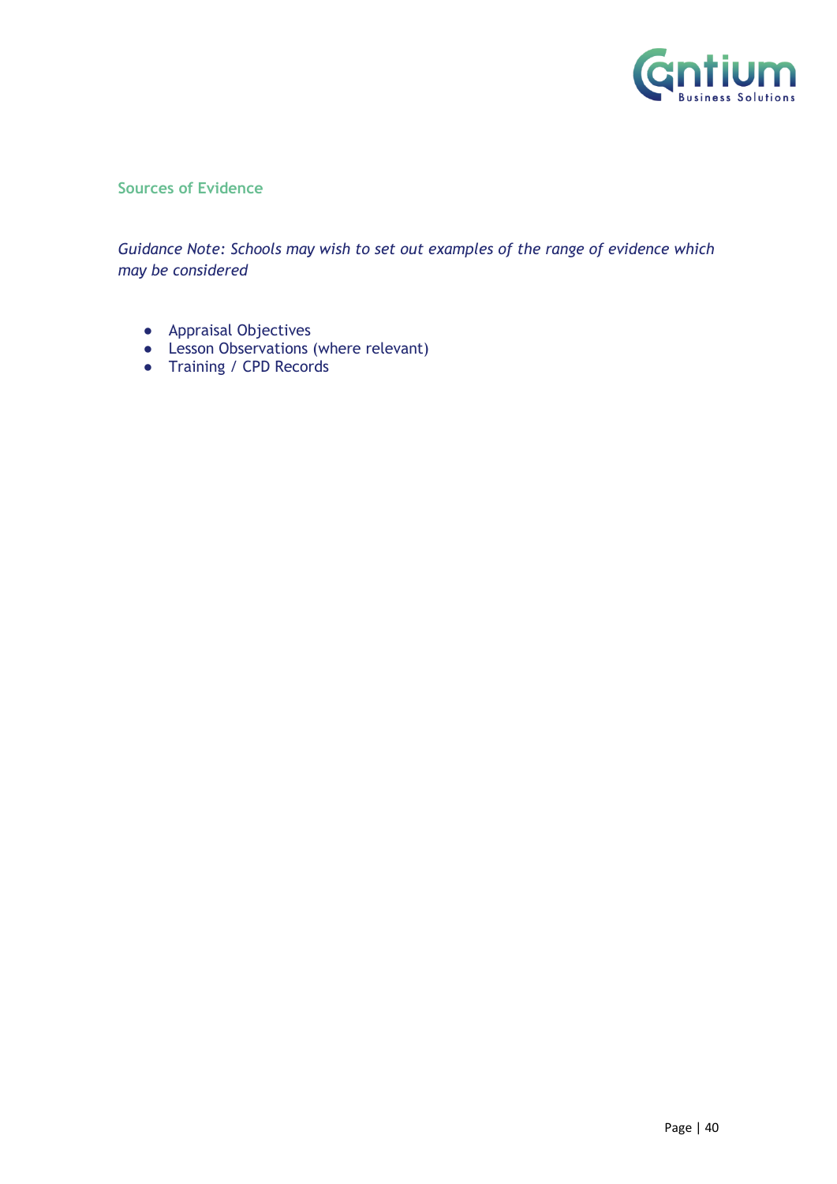## Sources of Evidence

*Guidance Note: Schools may wish to set out examples of the range of evidence which may be considered*

- Appraisal Objectives
- Lesson Observations (where relevant)
- Training / CPD Records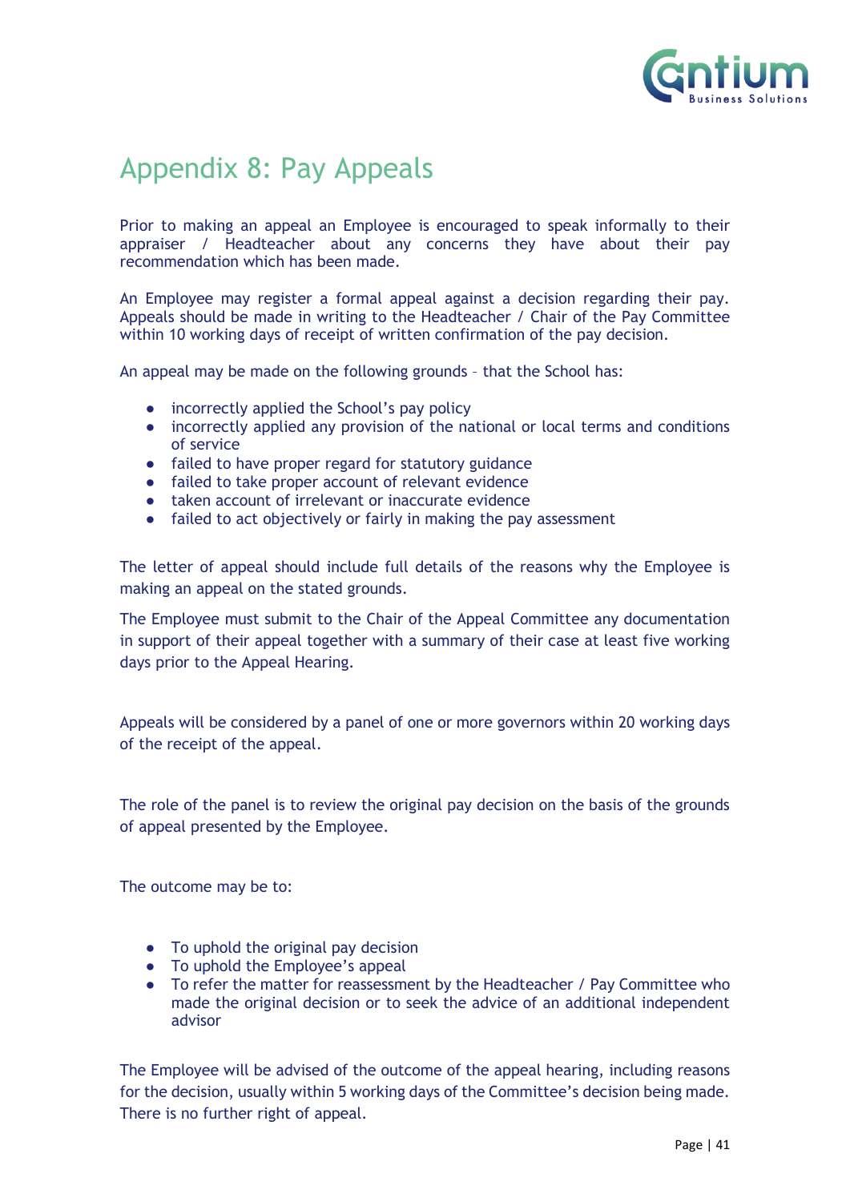# Appendix 8: Pay Appeals

Prior to making an appeal an Employee is encouraged to speak informally to their appraiser / Headteacher about any concerns they have about their pay recommendation which has been made.

An Employee may register a formal appeal against a decision regarding their pay. Appeals should be made in writing to the Headteacher / Chair of the Pay Committee within 10 working days of receipt of written confirmation of the pay decision.

An appeal may be made on the following grounds – that the School has:

- incorrectly applied the School's pay policy
- incorrectly applied any provision of the national or local terms and conditions of service
- failed to have proper regard for statutory guidance
- failed to take proper account of relevant evidence
- taken account of irrelevant or inaccurate evidence
- failed to act objectively or fairly in making the pay assessment

The letter of appeal should include full details of the reasons why the Employee is making an appeal on the stated grounds.

The Employee must submit to the Chair of the Appeal Committee any documentation in support of their appeal together with a summary of their case at least five working days prior to the Appeal Hearing.

Appeals will be considered by a panel of one or more governors within 20 working days of the receipt of the appeal.

The role of the panel is to review the original pay decision on the basis of the grounds of appeal presented by the Employee.

The outcome may be to:

- To uphold the original pay decision
- To uphold the Employee's appeal
- To refer the matter for reassessment by the Headteacher / Pay Committee who made the original decision or to seek the advice of an additional independent advisor

The Employee will be advised of the outcome of the appeal hearing, including reasons for the decision, usually within 5 working days of the Committee's decision being made. There is no further right of appeal.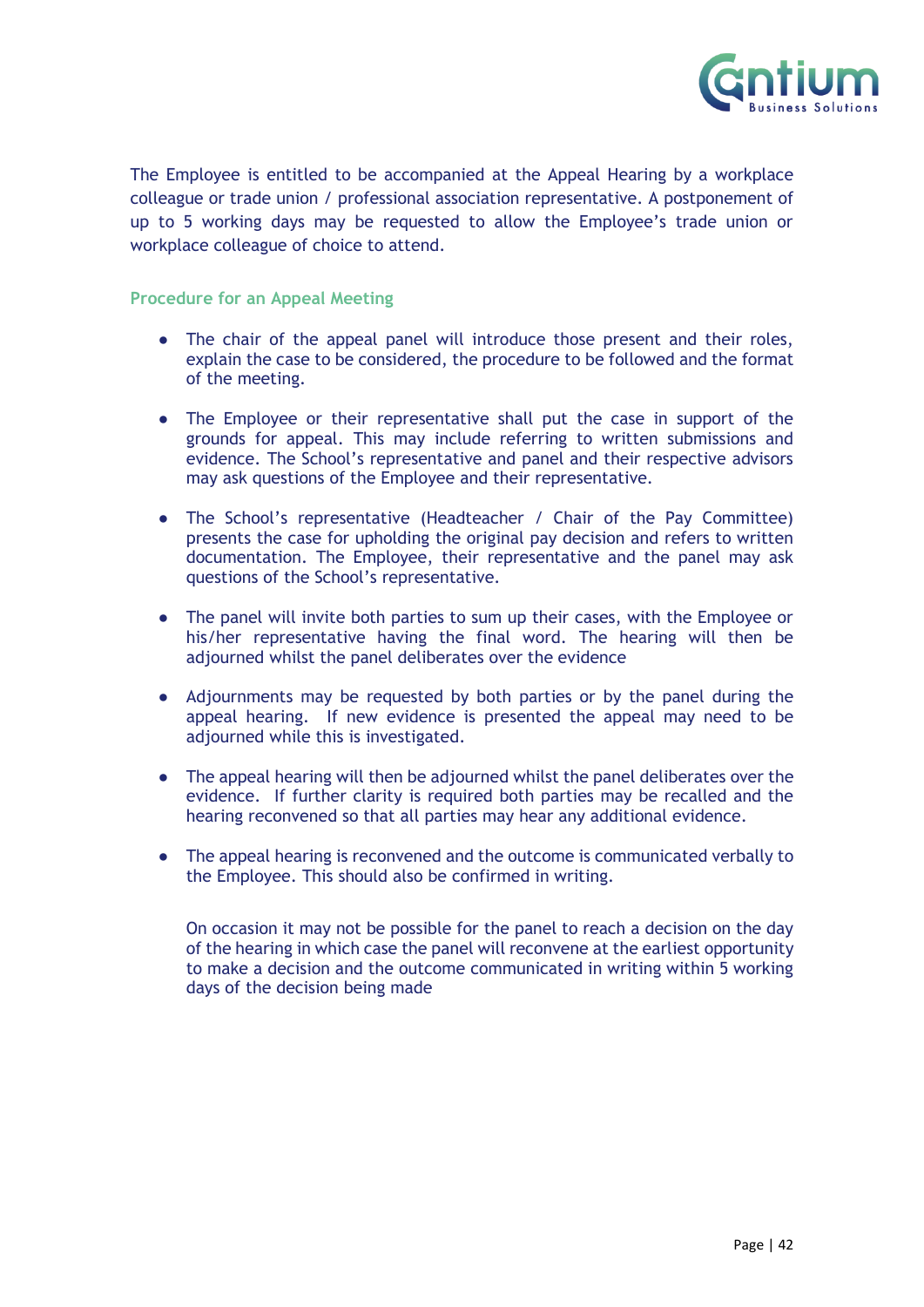The Employee is entitled to be accompanied at the Appeal Hearing by a workplace colleague or trade union / professional association representative. A postponement of up to 5 working days may be requested to allow the Employee's trade union or workplace colleague of choice to attend.

### Procedure for an Appeal Meeting

- The chair of the appeal panel will introduce those present and their roles, explain the case to be considered, the procedure to be followed and the format of the meeting.

- The Employee or their representative shall put the case in support of the grounds for appeal. This may include referring to written submissions and evidence. The School's representative and panel and their respective advisors may ask questions of the Employee and their representative.

- The School's representative (Headteacher / Chair of the Pay Committee) presents the case for upholding the original pay decision and refers to written documentation. The Employee, their representative and the panel may ask questions of the School's representative.

- The panel will invite both parties to sum up their cases, with the Employee or his/her representative having the final word. The hearing will then be adjourned whilst the panel deliberates over the evidence

- Adjournments may be requested by both parties or by the panel during the appeal hearing. If new evidence is presented the appeal may need to be adjourned while this is investigated.

- The appeal hearing will then be adjourned whilst the panel deliberates over the evidence. If further clarity is required both parties may be recalled and the hearing reconvened so that all parties may hear any additional evidence.

- The appeal hearing is reconvened and the outcome is communicated verbally to the Employee. This should also be confirmed in writing.

  On occasion it may not be possible for the panel to reach a decision on the day of the hearing in which case the panel will reconvene at the earliest opportunity to make a decision and the outcome communicated in writing within 5 working days of the decision being made